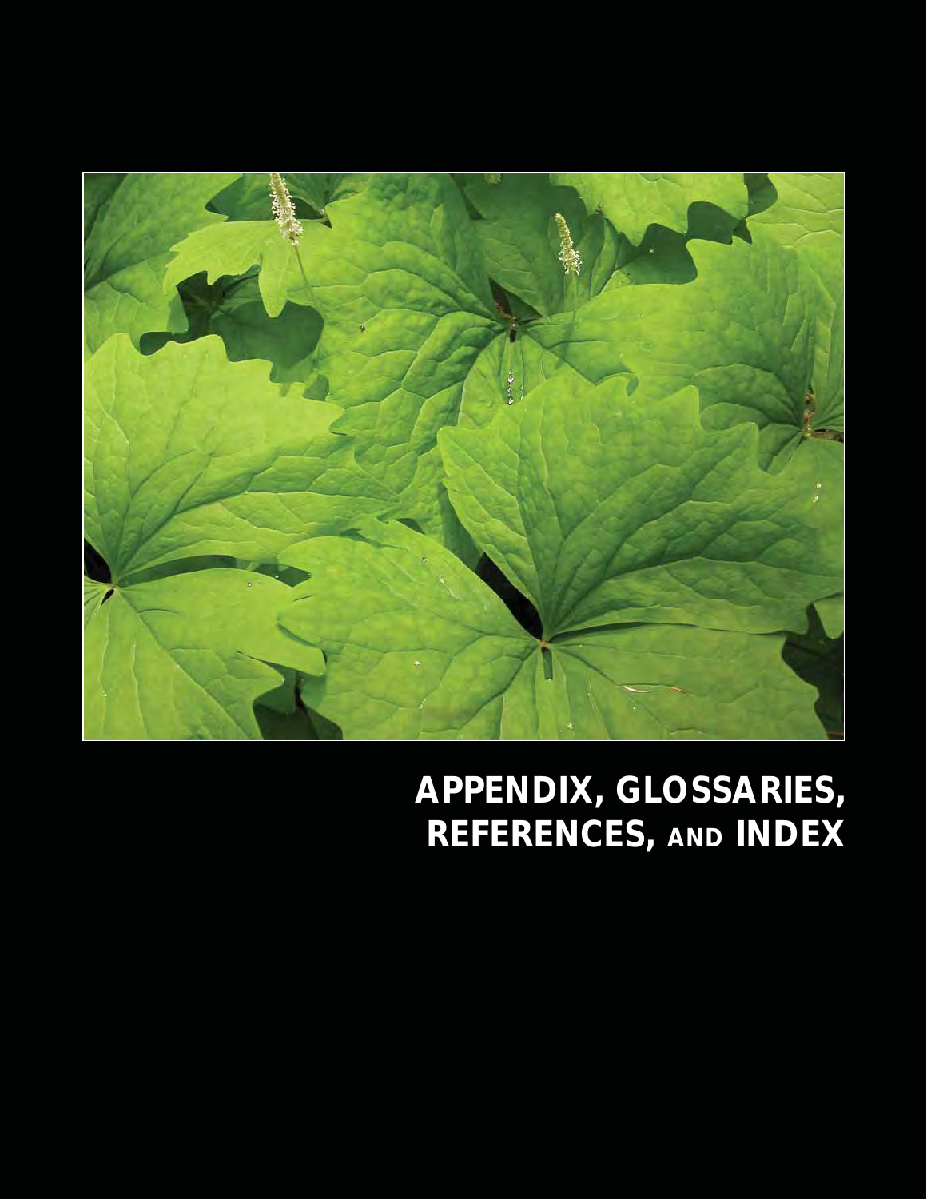# APPENDIX, GLOSSARIES, REFERENCES, AND INDEX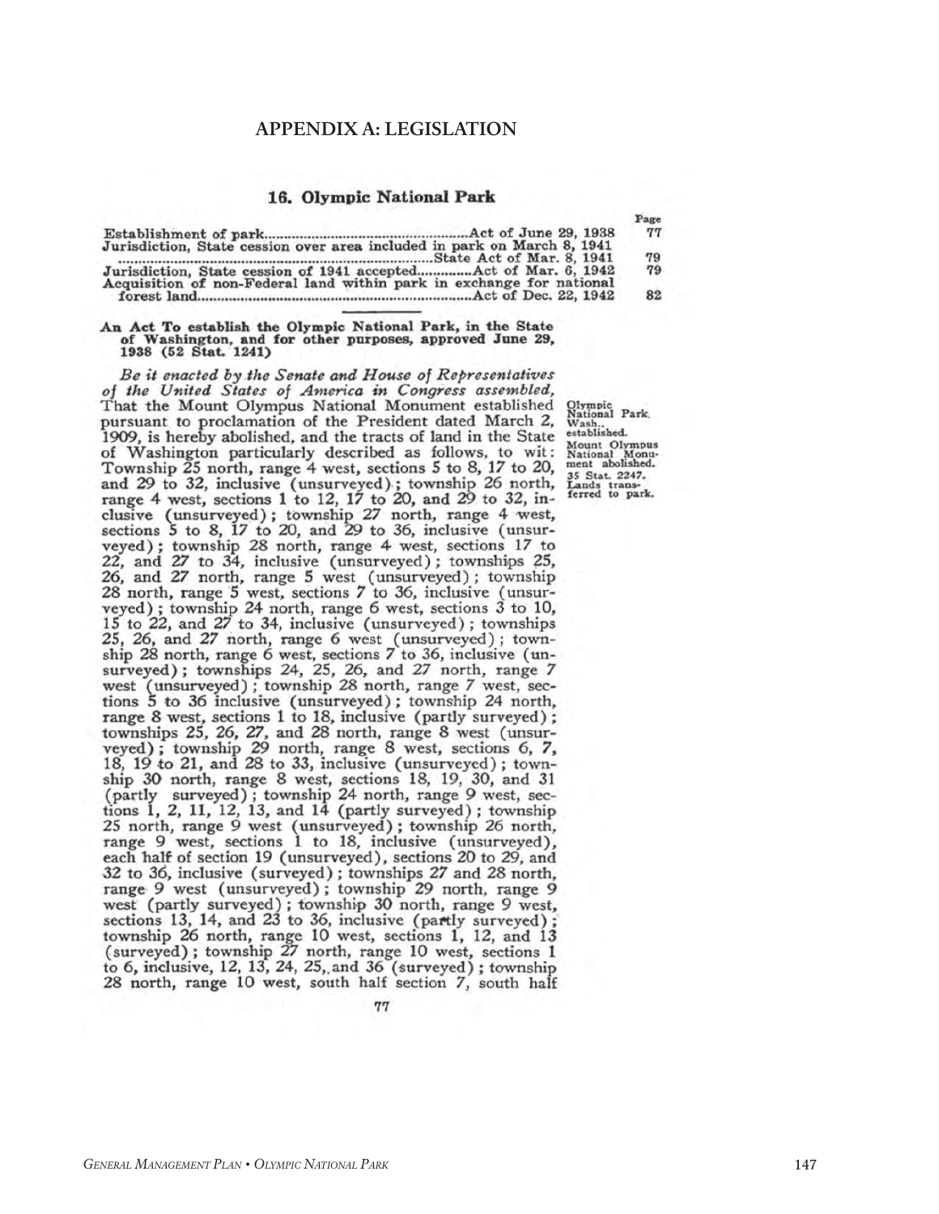# APPENDIX A: LEGISLATION

## 16. Olympic National Park

| | | Page |
|---|---|---|
| Establishment of park | Act of June 29, 1938 | 77 |
| Jurisdiction, State cession over area included in park on March 8, 1941 | State Act of Mar. 8, 1941 | 79 |
| Jurisdiction, State cession of 1941 accepted | Act of Mar. 6, 1942 | 79 |
| Acquisition of non-Federal land within park in exchange for national forest land | Act of Dec. 22, 1942 | 82 |

**An Act To establish the Olympic National Park, in the State of Washington, and for other purposes, approved June 29, 1938 (52 Stat. 1241)**

Olympic National Park, Wash., established. Mount Olympus National Monument abolished. 35 Stat. 2247. Lands transferred to park.

*Be it enacted by the Senate and House of Representatives of the United States of America in Congress assembled,* That the Mount Olympus National Monument established pursuant to proclamation of the President dated March 2, 1909, is hereby abolished, and the tracts of land in the State of Washington particularly described as follows, to wit: Township 25 north, range 4 west, sections 5 to 8, 17 to 20, and 29 to 32, inclusive (unsurveyed); township 26 north, range 4 west, sections 1 to 12, 17 to 20, and 29 to 32, inclusive (unsurveyed); township 27 north, range 4 west, sections 5 to 8, 17 to 20, and 29 to 36, inclusive (unsurveyed); township 28 north, range 4 west, sections 17 to 22, and 27 to 34, inclusive (unsurveyed); townships 25, 26, and 27 north, range 5 west (unsurveyed); township 28 north, range 5 west, sections 7 to 36, inclusive (unsurveyed); township 24 north, range 6 west, sections 3 to 10, 15 to 22, and 27 to 34, inclusive (unsurveyed); townships 25, 26, and 27 north, range 6 west (unsurveyed); township 28 north, range 6 west, sections 7 to 36, inclusive (unsurveyed); townships 24, 25, 26, and 27 north, range 7 west (unsurveyed); township 28 north, range 7 west, sections 5 to 36 inclusive (unsurveyed); township 24 north, range 8 west, sections 1 to 18, inclusive (partly surveyed); townships 25, 26, 27, and 28 north, range 8 west (unsurveyed); township 29 north, range 8 west, sections 6, 7, 18, 19 to 21, and 28 to 33, inclusive (unsurveyed); township 30 north, range 8 west, sections 18, 19, 30, and 31 (partly surveyed); township 24 north, range 9 west, sections 1, 2, 11, 12, 13, and 14 (partly surveyed); township 25 north, range 9 west (unsurveyed); township 26 north, range 9 west, sections 1 to 18, inclusive (unsurveyed), each half of section 19 (unsurveyed), sections 20 to 29, and 32 to 36, inclusive (surveyed); townships 27 and 28 north, range 9 west (unsurveyed); township 29 north, range 9 west (partly surveyed); township 30 north, range 9 west, sections 13, 14, and 23 to 36, inclusive (partly surveyed); township 26 north, range 10 west, sections 1, 12, and 13 (surveyed); township 27 north, range 10 west, sections 1 to 6, inclusive, 12, 13, 24, 25, and 36 (surveyed); township 28 north, range 10 west, south half section 7, south half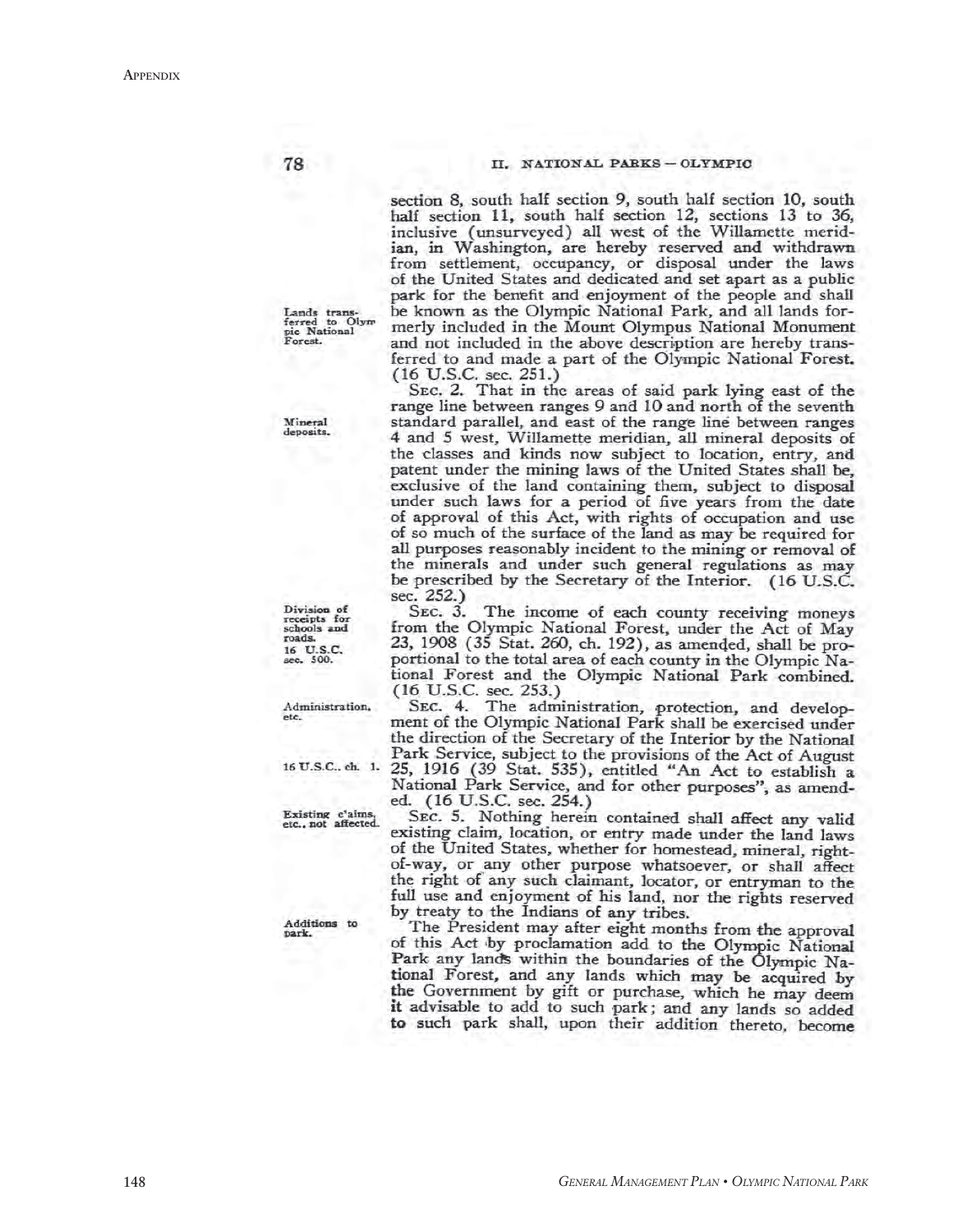section 8, south half section 9, south half section 10, south half section 11, south half section 12, sections 13 to 36, inclusive (unsurveyed) all west of the Willamette meridian, in Washington, are hereby reserved and withdrawn from settlement, occupancy, or disposal under the laws of the United States and dedicated and set apart as a public park for the benefit and enjoyment of the people and shall be known as the Olympic National Park, and all lands formerly included in the Mount Olympus National Monument and not included in the above description are hereby transferred to and made a part of the Olympic National Forest. (16 U.S.C. sec. 251.)

*Lands transferred to Olympic National Forest.*

SEC. 2. That in the areas of said park lying east of the range line between ranges 9 and 10 and north of the seventh standard parallel, and east of the range line between ranges 4 and 5 west, Willamette meridian, all mineral deposits of the classes and kinds now subject to location, entry, and patent under the mining laws of the United States shall be, exclusive of the land containing them, subject to disposal under such laws for a period of five years from the date of approval of this Act, with rights of occupation and use of so much of the surface of the land as may be required for all purposes reasonably incident to the mining or removal of the minerals and under such general regulations as may be prescribed by the Secretary of the Interior. (16 U.S.C. sec. 252.)

*Mineral deposits.*

SEC. 3. The income of each county receiving moneys from the Olympic National Forest, under the Act of May 23, 1908 (35 Stat. 260, ch. 192), as amended, shall be proportional to the total area of each county in the Olympic National Forest and the Olympic National Park combined. (16 U.S.C. sec. 253.)

*Division of receipts for schools and roads. 16 U.S.C. sec. 500.*

SEC. 4. The administration, protection, and development of the Olympic National Park shall be exercised under the direction of the Secretary of the Interior by the National Park Service, subject to the provisions of the Act of August 25, 1916 (39 Stat. 535), entitled "An Act to establish a National Park Service, and for other purposes", as amended. (16 U.S.C. sec. 254.)

*Administration, etc.*

*16 U.S.C. ch. 1.*

SEC. 5. Nothing herein contained shall affect any valid existing claim, location, or entry made under the land laws of the United States, whether for homestead, mineral, right-of-way, or any other purpose whatsoever, or shall affect the right of any such claimant, locator, or entryman to the full use and enjoyment of his land, nor the rights reserved by treaty to the Indians of any tribes.

*Existing claims, etc., not affected.*

The President may after eight months from the approval of this Act by proclamation add to the Olympic National Park any lands within the boundaries of the Olympic National Forest, and any lands which may be acquired by the Government by gift or purchase, which he may deem it advisable to add to such park; and any lands so added to such park shall, upon their addition thereto, become

*Additions to park.*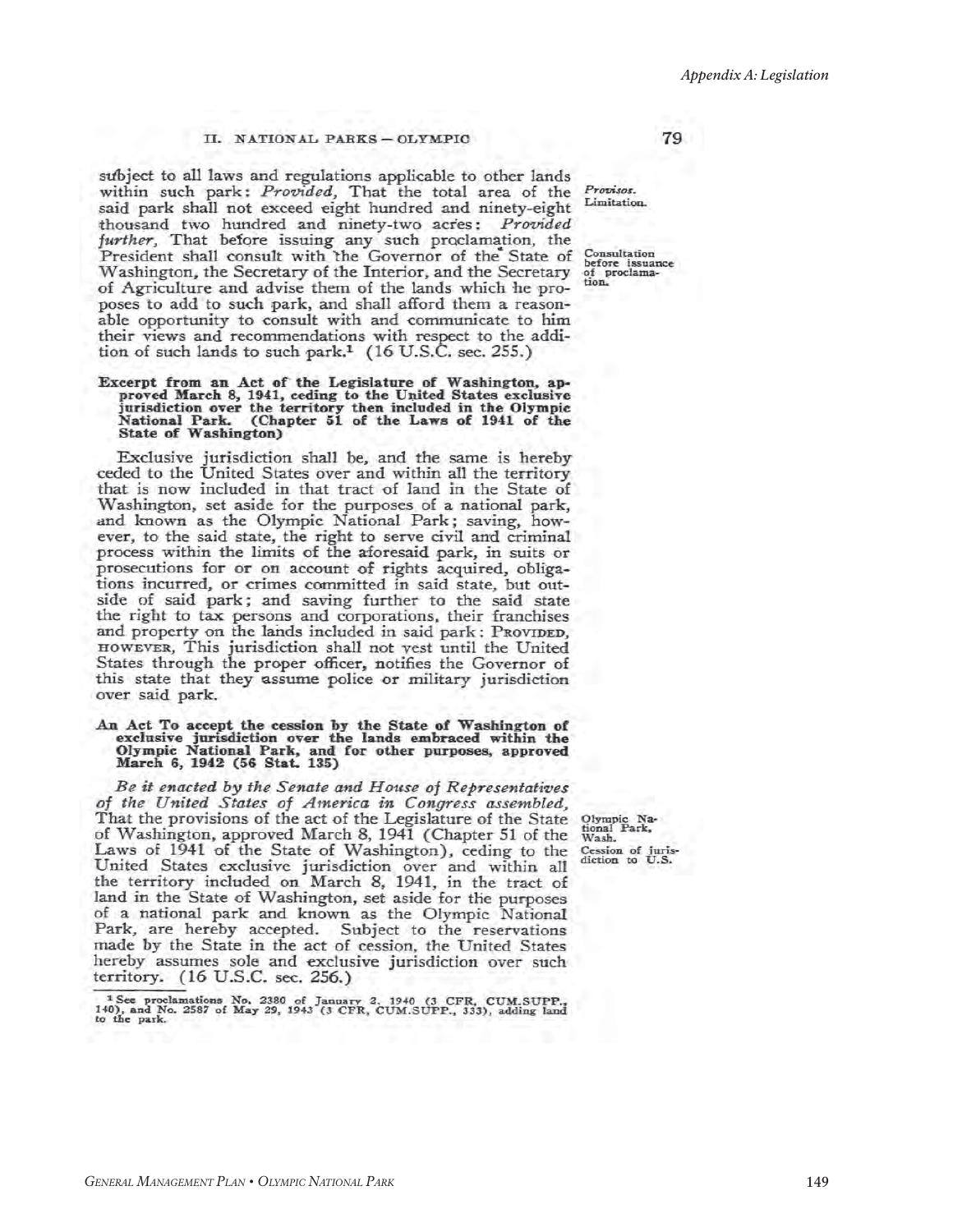subject to all laws and regulations applicable to other lands within such park: *Provided*, That the total area of the said park shall not exceed eight hundred and ninety-eight thousand two hundred and ninety-two acres: *Provided further*, That before issuing any such proclamation, the President shall consult with the Governor of the State of Washington, the Secretary of the Interior, and the Secretary of Agriculture and advise them of the lands which he proposes to add to such park, and shall afford them a reasonable opportunity to consult with and communicate to him their views and recommendations with respect to the addition of such lands to such park.[1] (16 U.S.C. sec. 255.)

*Provisos.* Limitation.

Consultation before issuance of proclamation.

**Excerpt from an Act of the Legislature of Washington, approved March 8, 1941, ceding to the United States exclusive jurisdiction over the territory then included in the Olympic National Park. (Chapter 51 of the Laws of 1941 of the State of Washington)**

Exclusive jurisdiction shall be, and the same is hereby ceded to the United States over and within all the territory that is now included in that tract of land in the State of Washington, set aside for the purposes of a national park, and known as the Olympic National Park; saving, however, to the said state, the right to serve civil and criminal process within the limits of the aforesaid park, in suits or prosecutions for or on account of rights acquired, obligations incurred, or crimes committed in said state, but outside of said park; and saving further to the said state the right to tax persons and corporations, their franchises and property on the lands included in said park: PROVIDED, HOWEVER, This jurisdiction shall not vest until the United States through the proper officer, notifies the Governor of this state that they assume police or military jurisdiction over said park.

**An Act To accept the cession by the State of Washington of exclusive jurisdiction over the lands embraced within the Olympic National Park, and for other purposes, approved March 6, 1942 (56 Stat. 135)**

*Be it enacted by the Senate and House of Representatives of the United States of America in Congress assembled,* That the provisions of the act of the Legislature of the State of Washington, approved March 8, 1941 (Chapter 51 of the Laws of 1941 of the State of Washington), ceding to the United States exclusive jurisdiction over and within all the territory included on March 8, 1941, in the tract of land in the State of Washington, set aside for the purposes of a national park and known as the Olympic National Park, are hereby accepted. Subject to the reservations made by the State in the act of cession, the United States hereby assumes sole and exclusive jurisdiction over such territory. (16 U.S.C. sec. 256.)

Olympic National Park, Wash.

Cession of jurisdiction to U.S.

[1] See proclamations No. 2380 of January 2, 1940 (3 CFR, CUM.SUPP., 140), and No. 2587 of May 29, 1943 (3 CFR, CUM.SUPP., 333), adding land to the park.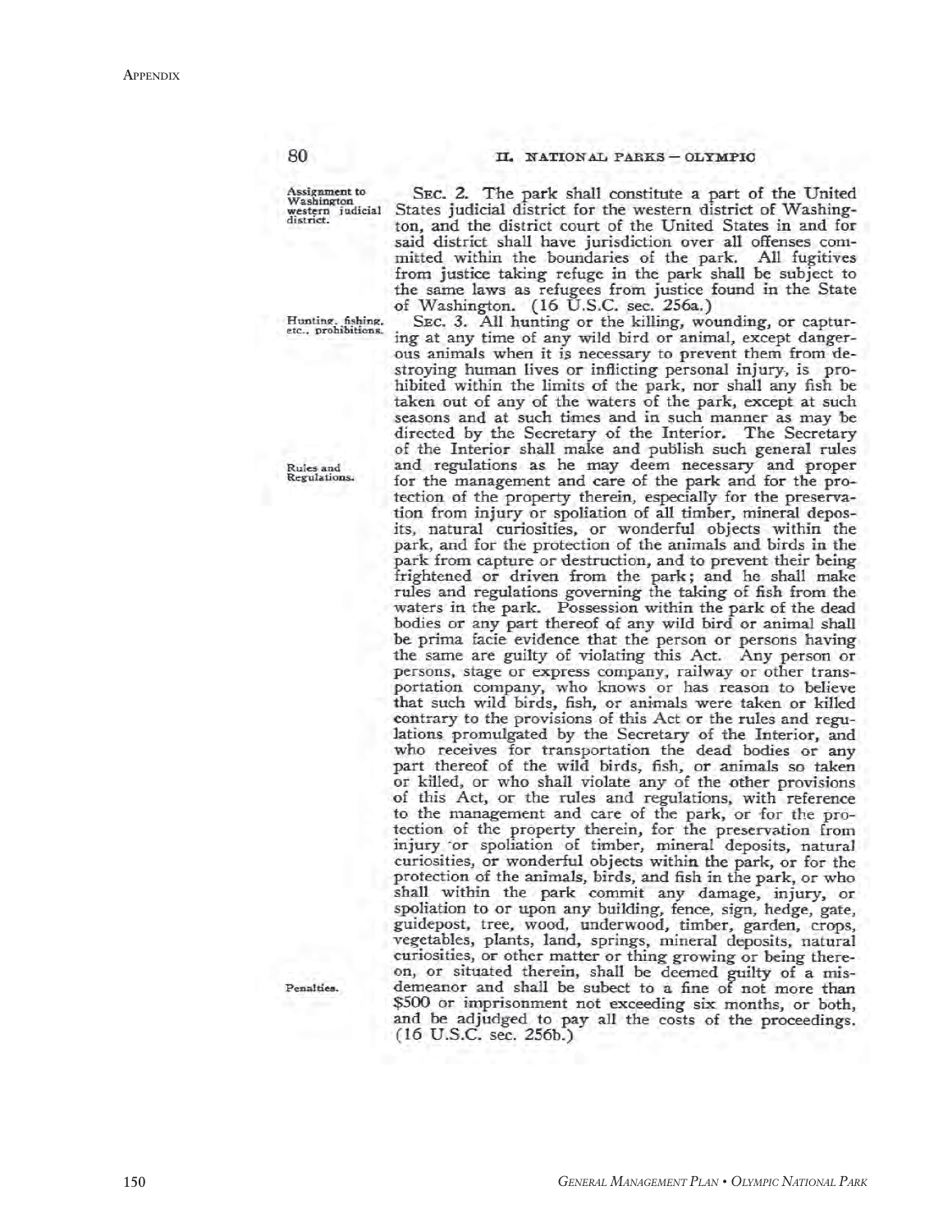II. NATIONAL PARKS — OLYMPIC

*Assignment to Washington western judicial district.*

SEC. 2. The park shall constitute a part of the United States judicial district for the western district of Washington, and the district court of the United States in and for said district shall have jurisdiction over all offenses committed within the boundaries of the park. All fugitives from justice taking refuge in the park shall be subject to the same laws as refugees from justice found in the State of Washington. (16 U.S.C. sec. 256a.)

*Hunting, fishing, etc., prohibitions.*

SEC. 3. All hunting or the killing, wounding, or capturing at any time of any wild bird or animal, except dangerous animals when it is necessary to prevent them from destroying human lives or inflicting personal injury, is prohibited within the limits of the park, nor shall any fish be taken out of any of the waters of the park, except at such seasons and at such times and in such manner as may be directed by the Secretary of the Interior. The Secretary of the Interior shall make and publish such general rules and regulations as he may deem necessary and proper for the management and care of the park and for the protection of the property therein, especially for the preservation from injury or spoliation of all timber, mineral deposits, natural curiosities, or wonderful objects within the park, and for the protection of the animals and birds in the park from capture or destruction, and to prevent their being frightened or driven from the park; and he shall make rules and regulations governing the taking of fish from the waters in the park. Possession within the park of the dead bodies or any part thereof of any wild bird or animal shall be prima facie evidence that the person or persons having the same are guilty of violating this Act. Any person or persons, stage or express company, railway or other transportation company, who knows or has reason to believe that such wild birds, fish, or animals were taken or killed contrary to the provisions of this Act or the rules and regulations promulgated by the Secretary of the Interior, and who receives for transportation the dead bodies or any part thereof of the wild birds, fish, or animals so taken or killed, or who shall violate any of the other provisions of this Act, or the rules and regulations, with reference to the management and care of the park, or for the protection of the property therein, for the preservation from injury or spoliation of timber, mineral deposits, natural curiosities, or wonderful objects within the park, or for the protection of the animals, birds, and fish in the park, or who shall within the park commit any damage, injury, or spoliation to or upon any building, fence, sign, hedge, gate, guidepost, tree, wood, underwood, timber, garden, crops, vegetables, plants, land, springs, mineral deposits, natural curiosities, or other matter or thing growing or being thereon, or situated therein, shall be deemed guilty of a misdemeanor and shall be subect to a fine of not more than $500 or imprisonment not exceeding six months, or both, and be adjudged to pay all the costs of the proceedings. (16 U.S.C. sec. 256b.)

*Rules and Regulations.*

*Penalties.*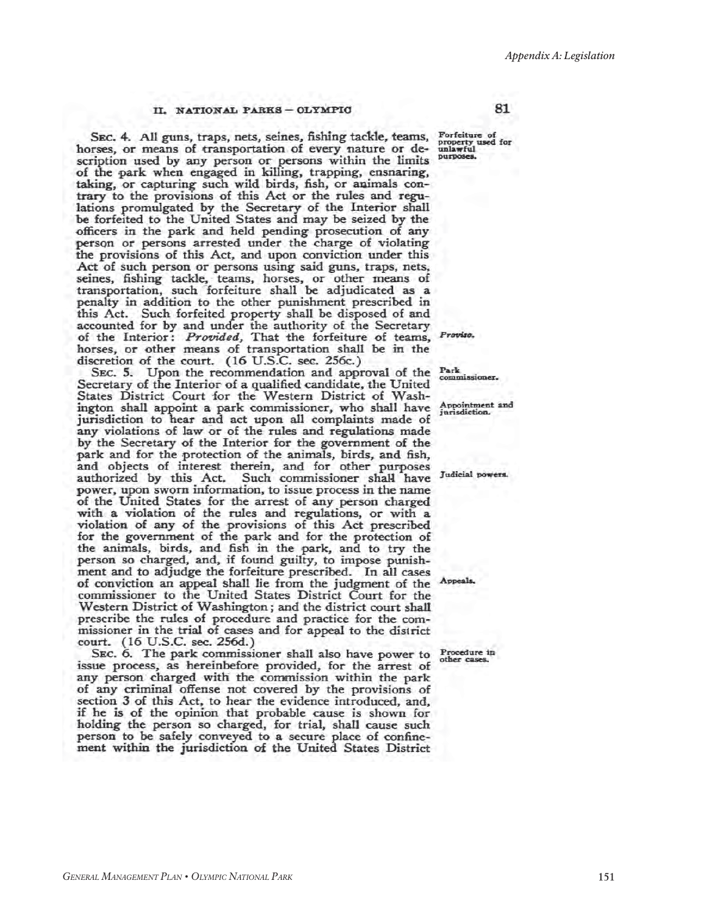SEC. 4. All guns, traps, nets, seines, fishing tackle, teams, horses, or means of transportation of every nature or description used by any person or persons within the limits of the park when engaged in killing, trapping, ensnaring, taking, or capturing such wild birds, fish, or animals contrary to the provisions of this Act or the rules and regulations promulgated by the Secretary of the Interior shall be forfeited to the United States and may be seized by the officers in the park and held pending prosecution of any person or persons arrested under the charge of violating the provisions of this Act, and upon conviction under this Act of such person or persons using said guns, traps, nets, seines, fishing tackle, teams, horses, or other means of transportation, such forfeiture shall be adjudicated as a penalty in addition to the other punishment prescribed in this Act. Such forfeited property shall be disposed of and accounted for by and under the authority of the Secretary of the Interior: *Provided*, That the forfeiture of teams, horses, or other means of transportation shall be in the discretion of the court. (16 U.S.C. sec. 256c.)

*Forfeiture of property used for unlawful purposes.*

*Proviso.*

SEC. 5. Upon the recommendation and approval of the Secretary of the Interior of a qualified candidate, the United States District Court for the Western District of Washington shall appoint a park commissioner, who shall have jurisdiction to hear and act upon all complaints made of any violations of law or of the rules and regulations made by the Secretary of the Interior for the government of the park and for the protection of the animals, birds, and fish, and objects of interest therein, and for other purposes authorized by this Act. Such commissioner shall have power, upon sworn information, to issue process in the name of the United States for the arrest of any person charged with a violation of the rules and regulations, or with a violation of any of the provisions of this Act prescribed for the government of the park and for the protection of the animals, birds, and fish in the park, and to try the person so charged, and, if found guilty, to impose punishment and to adjudge the forfeiture prescribed. In all cases of conviction an appeal shall lie from the judgment of the commissioner to the United States District Court for the Western District of Washington; and the district court shall prescribe the rules of procedure and practice for the commissioner in the trial of cases and for appeal to the district court. (16 U.S.C. sec. 256d.)

*Park commissioner.*

*Appointment and jurisdiction.*

*Judicial powers.*

*Appeals.*

SEC. 6. The park commissioner shall also have power to issue process, as hereinbefore provided, for the arrest of any person charged with the commission within the park of any criminal offense not covered by the provisions of section 3 of this Act, to hear the evidence introduced, and, if he is of the opinion that probable cause is shown for holding the person so charged, for trial, shall cause such person to be safely conveyed to a secure place of confinement within the jurisdiction of the United States District

*Procedure in other cases.*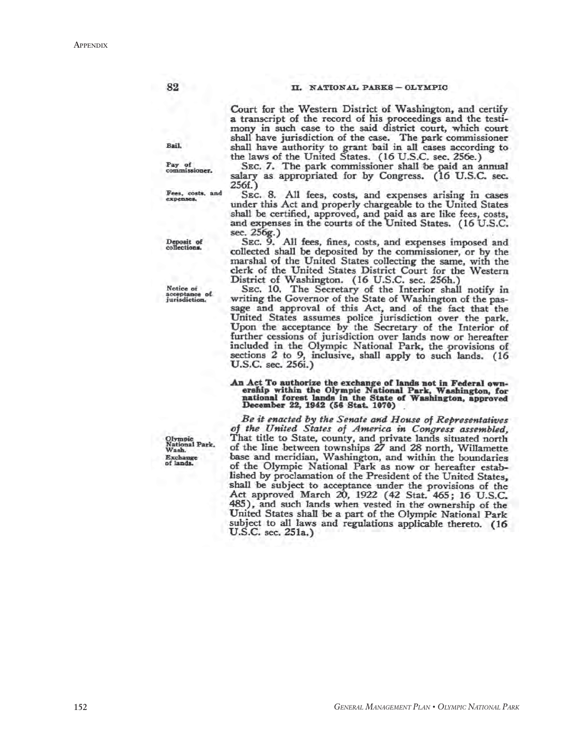Court for the Western District of Washington, and certify a transcript of the record of his proceedings and the testimony in such case to the said district court, which court shall have jurisdiction of the case. The park commissioner shall have authority to grant bail in all cases according to the laws of the United States. (16 U.S.C. sec. 256e.)

Bail.

Pay of commissioner.

SEC. 7. The park commissioner shall be paid an annual salary as appropriated for by Congress. (16 U.S.C. sec. 256f.)

Fees, costs, and expenses.

SEC. 8. All fees, costs, and expenses arising in cases under this Act and properly chargeable to the United States shall be certified, approved, and paid as are like fees, costs, and expenses in the courts of the United States. (16 U.S.C. sec. 256g.)

Deposit of collections.

SEC. 9. All fees, fines, costs, and expenses imposed and collected shall be deposited by the commissioner, or by the marshal of the United States collecting the same, with the clerk of the United States District Court for the Western District of Washington. (16 U.S.C. sec. 256h.)

Notice of acceptance of jurisdiction.

SEC. 10. The Secretary of the Interior shall notify in writing the Governor of the State of Washington of the passage and approval of this Act, and of the fact that the United States assumes police jurisdiction over the park. Upon the acceptance by the Secretary of the Interior of further cessions of jurisdiction over lands now or hereafter included in the Olympic National Park, the provisions of sections 2 to 9, inclusive, shall apply to such lands. (16 U.S.C. sec. 256i.)

**An Act To authorize the exchange of lands not in Federal ownership within the Olympic National Park, Washington, for national forest lands in the State of Washington, approved December 22, 1942 (56 Stat. 1070)**

Olympic National Park, Wash. Exchange of lands.

*Be it enacted by the Senate and House of Representatives of the United States of America in Congress assembled,* That title to State, county, and private lands situated north of the line between townships 27 and 28 north, Willamette base and meridian, Washington, and within the boundaries of the Olympic National Park as now or hereafter established by proclamation of the President of the United States, shall be subject to acceptance under the provisions of the Act approved March 20, 1922 (42 Stat. 465; 16 U.S.C. 485), and such lands when vested in the ownership of the United States shall be a part of the Olympic National Park subject to all laws and regulations applicable thereto. (16 U.S.C. sec. 251a.)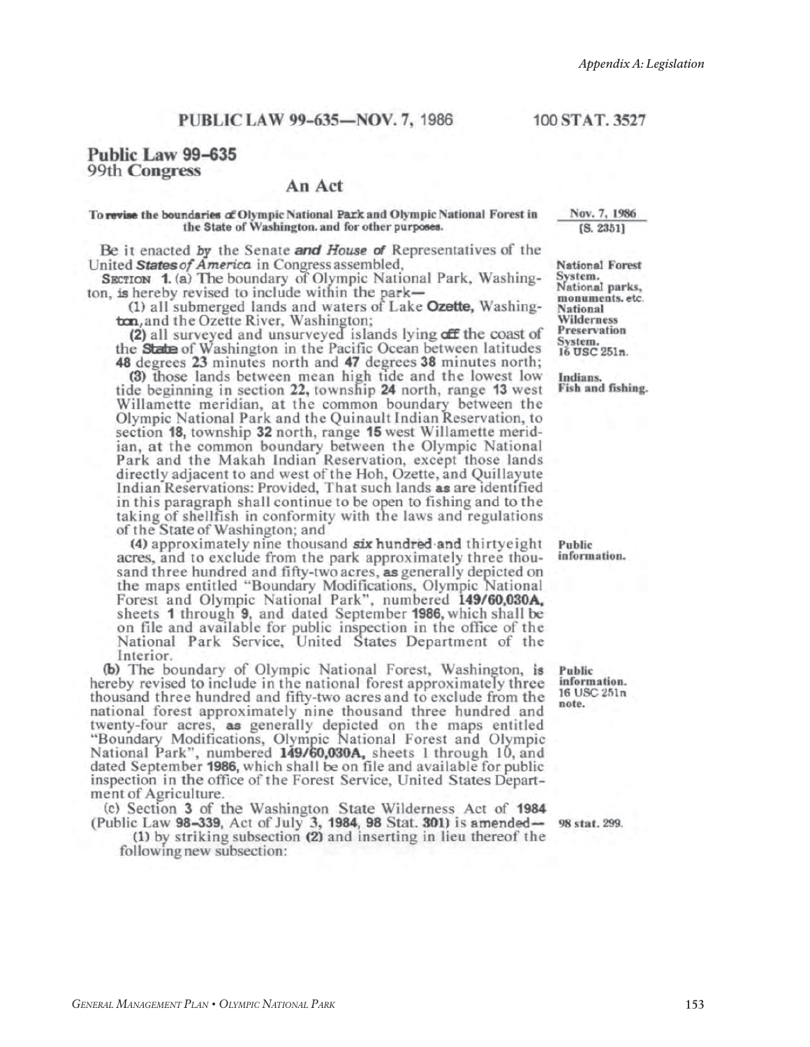PUBLIC LAW 99-635—NOV. 7, 1986 100 STAT. 3527

## Public Law 99-635
## 99th Congress

### An Act

To revise the boundaries of Olympic National Park and Olympic National Forest in the State of Washington. and for other purposes.

Nov. 7, 1986
[S. 2351]

Be it enacted by the Senate and House of Representatives of the United States of America in Congress assembled,

National Forest System.
National parks, monuments. etc.
National Wilderness Preservation System.
16 USC 251n.

SECTION 1. (a) The boundary of Olympic National Park, Washington, is hereby revised to include within the park—

(1) all submerged lands and waters of Lake Ozette, Washington, and the Ozette River, Washington;

(2) all surveyed and unsurveyed islands lying off the coast of the State of Washington in the Pacific Ocean between latitudes 48 degrees 23 minutes north and 47 degrees 38 minutes north;

Indians.
Fish and fishing.

(3) those lands between mean high tide and the lowest low tide beginning in section 22, township 24 north, range 13 west Willamette meridian, at the common boundary between the Olympic National Park and the Quinault Indian Reservation, to section 18, township 32 north, range 15 west Willamette meridian, at the common boundary between the Olympic National Park and the Makah Indian Reservation, except those lands directly adjacent to and west of the Hoh, Ozette, and Quillayute Indian Reservations: Provided, That such lands as are identified in this paragraph shall continue to be open to fishing and to the taking of shellfish in conformity with the laws and regulations of the State of Washington; and

Public information.

(4) approximately nine thousand six hundred and thirtyeight acres, and to exclude from the park approximately three thousand three hundred and fifty-two acres, as generally depicted on the maps entitled "Boundary Modifications, Olympic National Forest and Olympic National Park", numbered 149/60,030A, sheets 1 through 9, and dated September 1986, which shall be on file and available for public inspection in the office of the National Park Service, United States Department of the Interior.

Public information.
16 USC 251n note.

(b) The boundary of Olympic National Forest, Washington, is hereby revised to include in the national forest approximately three thousand three hundred and fifty-two acres and to exclude from the national forest approximately nine thousand three hundred and twenty-four acres, as generally depicted on the maps entitled "Boundary Modifications, Olympic National Forest and Olympic National Park", numbered 149/60,030A, sheets 1 through 10, and dated September 1986, which shall be on file and available for public inspection in the office of the Forest Service, United States Department of Agriculture.

(c) Section 3 of the Washington State Wilderness Act of 1984 (Public Law 98-339, Act of July 3, 1984, 98 Stat. 301) is amended—

98 stat. 299.

(1) by striking subsection (2) and inserting in lieu thereof the following new subsection: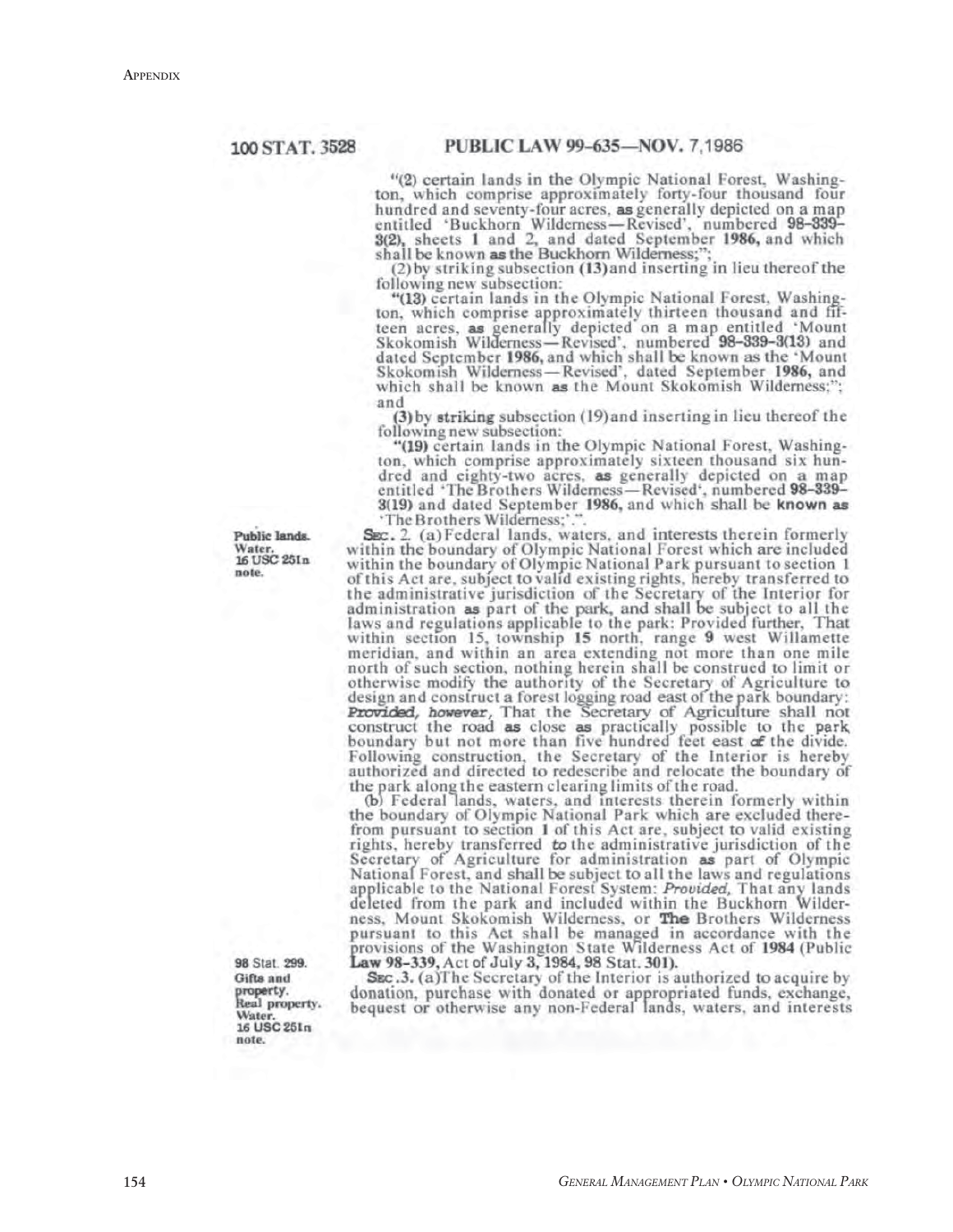100 STAT. 3528 PUBLIC LAW 99-635—NOV. 7, 1986

"(2) certain lands in the Olympic National Forest, Washington, which comprise approximately forty-four thousand four hundred and seventy-four acres, as generally depicted on a map entitled 'Buckhorn Wilderness—Revised', numbered 98-339-3(2), sheets 1 and 2, and dated September 1986, and which shall be known as the Buckhorn Wilderness;";

(2) by striking subsection (13) and inserting in lieu thereof the following new subsection:

"(13) certain lands in the Olympic National Forest, Washington, which comprise approximately thirteen thousand and fifteen acres, as generally depicted on a map entitled 'Mount Skokomish Wilderness—Revised', numbered 98-339-3(13) and dated September 1986, and which shall be known as the 'Mount Skokomish Wilderness—Revised', dated September 1986, and which shall be known as the Mount Skokomish Wilderness;"; and

(3) by striking subsection (19) and inserting in lieu thereof the following new subsection:

"(19) certain lands in the Olympic National Forest, Washington, which comprise approximately sixteen thousand six hundred and eighty-two acres, as generally depicted on a map entitled 'The Brothers Wilderness—Revised', numbered 98-339-3(19) and dated September 1986, and which shall be known as 'The Brothers Wilderness;'.".

Public lands. Water. 16 USC 251n note.

SEC. 2. (a) Federal lands, waters, and interests therein formerly within the boundary of Olympic National Forest which are included within the boundary of Olympic National Park pursuant to section 1 of this Act are, subject to valid existing rights, hereby transferred to the administrative jurisdiction of the Secretary of the Interior for administration as part of the park, and shall be subject to all the laws and regulations applicable to the park: Provided further, That within section 15, township 15 north, range 9 west Willamette meridian, and within an area extending not more than one mile north of such section, nothing herein shall be construed to limit or otherwise modify the authority of the Secretary of Agriculture to design and construct a forest logging road east of the park boundary: *Provided, however*, That the Secretary of Agriculture shall not construct the road as close as practically possible to the park boundary but not more than five hundred feet east of the divide. Following construction, the Secretary of the Interior is hereby authorized and directed to redescribe and relocate the boundary of the park along the eastern clearing limits of the road.

(b) Federal lands, waters, and interests therein formerly within the boundary of Olympic National Park which are excluded therefrom pursuant to section 1 of this Act are, subject to valid existing rights, hereby transferred to the administrative jurisdiction of the Secretary of Agriculture for administration as part of Olympic National Forest, and shall be subject to all the laws and regulations applicable to the National Forest System: *Provided*, That any lands deleted from the park and included within the Buckhorn Wilderness, Mount Skokomish Wilderness, or The Brothers Wilderness pursuant to this Act shall be managed in accordance with the provisions of the Washington State Wilderness Act of 1984 (Public Law 98-339, Act of July 3, 1984, 98 Stat. 301).

98 Stat. 299. Gifts and property. Real property. Water. 16 USC 251n note.

SEC. 3. (a) The Secretary of the Interior is authorized to acquire by donation, purchase with donated or appropriated funds, exchange, bequest or otherwise any non-Federal lands, waters, and interests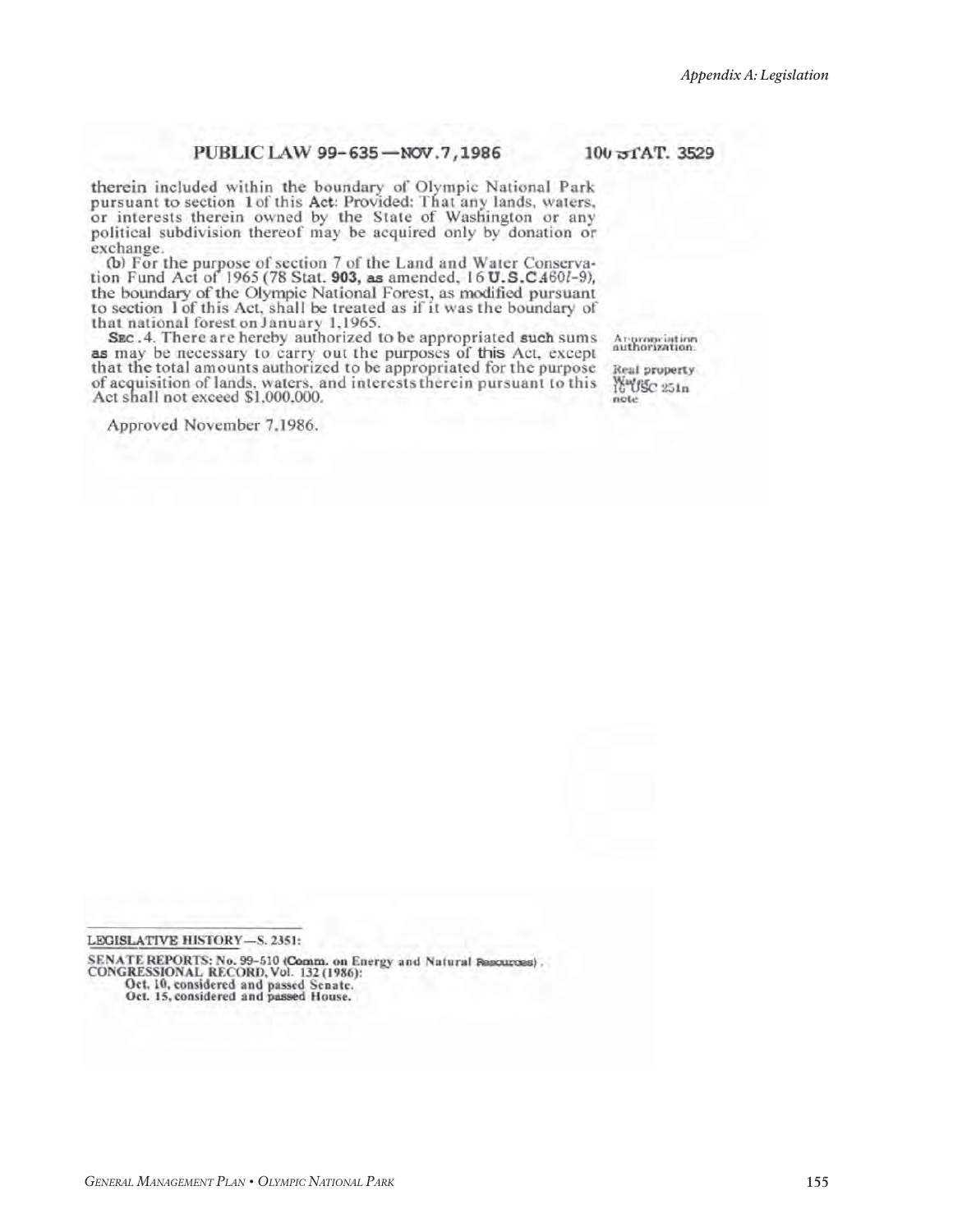PUBLIC LAW 99-635—NOV. 7, 1986 100 STAT. 3529

therein included within the boundary of Olympic National Park pursuant to section 1 of this Act: Provided: That any lands, waters, or interests therein owned by the State of Washington or any political subdivision thereof may be acquired only by donation or exchange.

(b) For the purpose of section 7 of the Land and Water Conservation Fund Act of 1965 (78 Stat. 903, as amended, 16 U.S.C. 460l-9), the boundary of the Olympic National Forest, as modified pursuant to section 1 of this Act, shall be treated as if it was the boundary of that national forest on January 1, 1965.

SEC. 4. There are hereby authorized to be appropriated such sums as may be necessary to carry out the purposes of this Act, except that the total amounts authorized to be appropriated for the purpose of acquisition of lands, waters, and interests therein pursuant to this Act shall not exceed $1,000,000.

Appropriation authorization.

Real property. Water. 16 USC 251n note.

Approved November 7, 1986.

---

LEGISLATIVE HISTORY—S. 2351:

SENATE REPORTS: No. 99-510 (Comm. on Energy and Natural Resources).
CONGRESSIONAL RECORD, Vol. 132 (1986):
Oct. 10, considered and passed Senate.
Oct. 15, considered and passed House.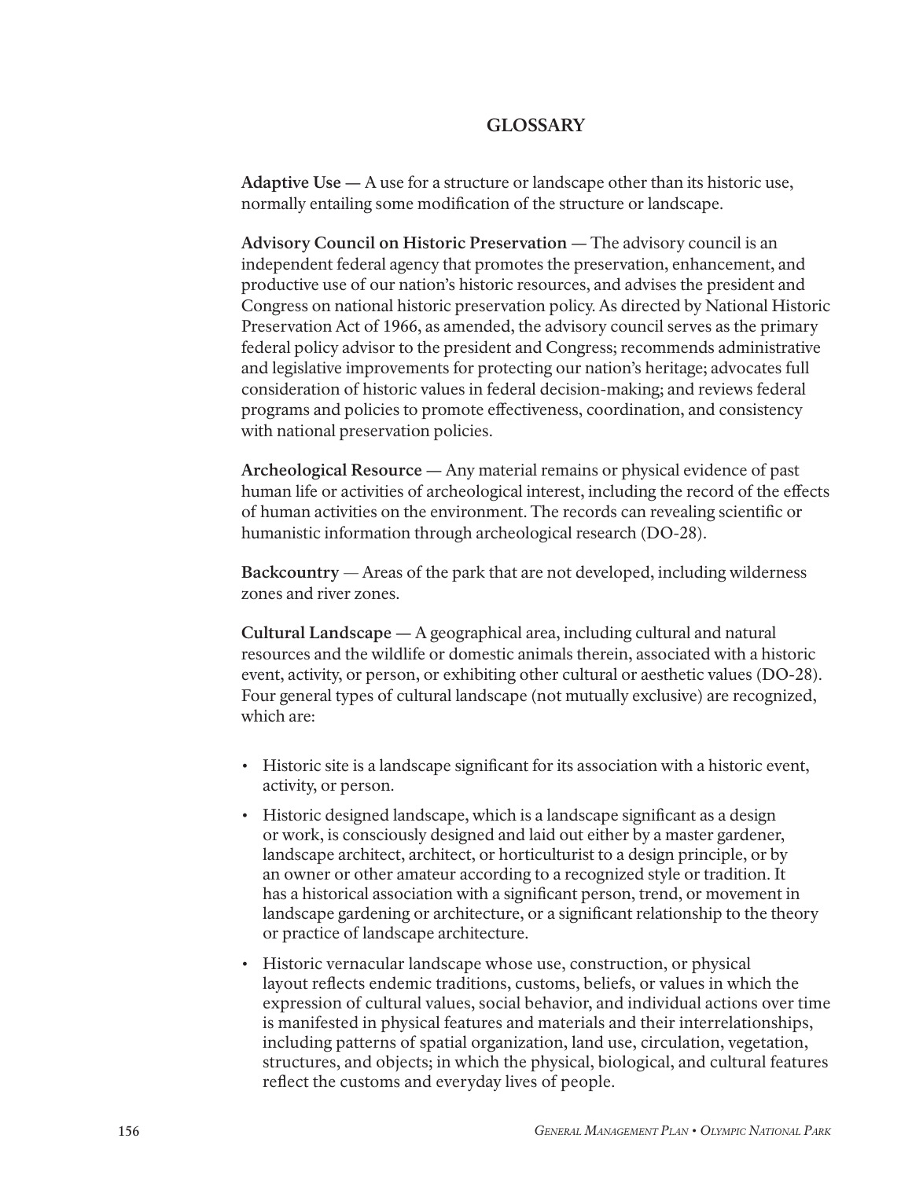## GLOSSARY

**Adaptive Use —** A use for a structure or landscape other than its historic use, normally entailing some modification of the structure or landscape.

**Advisory Council on Historic Preservation —** The advisory council is an independent federal agency that promotes the preservation, enhancement, and productive use of our nation's historic resources, and advises the president and Congress on national historic preservation policy. As directed by National Historic Preservation Act of 1966, as amended, the advisory council serves as the primary federal policy advisor to the president and Congress; recommends administrative and legislative improvements for protecting our nation's heritage; advocates full consideration of historic values in federal decision-making; and reviews federal programs and policies to promote effectiveness, coordination, and consistency with national preservation policies.

**Archeological Resource —** Any material remains or physical evidence of past human life or activities of archeological interest, including the record of the effects of human activities on the environment. The records can revealing scientific or humanistic information through archeological research (DO-28).

**Backcountry** — Areas of the park that are not developed, including wilderness zones and river zones.

**Cultural Landscape —** A geographical area, including cultural and natural resources and the wildlife or domestic animals therein, associated with a historic event, activity, or person, or exhibiting other cultural or aesthetic values (DO-28). Four general types of cultural landscape (not mutually exclusive) are recognized, which are:

- Historic site is a landscape significant for its association with a historic event, activity, or person.
- Historic designed landscape, which is a landscape significant as a design or work, is consciously designed and laid out either by a master gardener, landscape architect, architect, or horticulturist to a design principle, or by an owner or other amateur according to a recognized style or tradition. It has a historical association with a significant person, trend, or movement in landscape gardening or architecture, or a significant relationship to the theory or practice of landscape architecture.
- Historic vernacular landscape whose use, construction, or physical layout reflects endemic traditions, customs, beliefs, or values in which the expression of cultural values, social behavior, and individual actions over time is manifested in physical features and materials and their interrelationships, including patterns of spatial organization, land use, circulation, vegetation, structures, and objects; in which the physical, biological, and cultural features reflect the customs and everyday lives of people.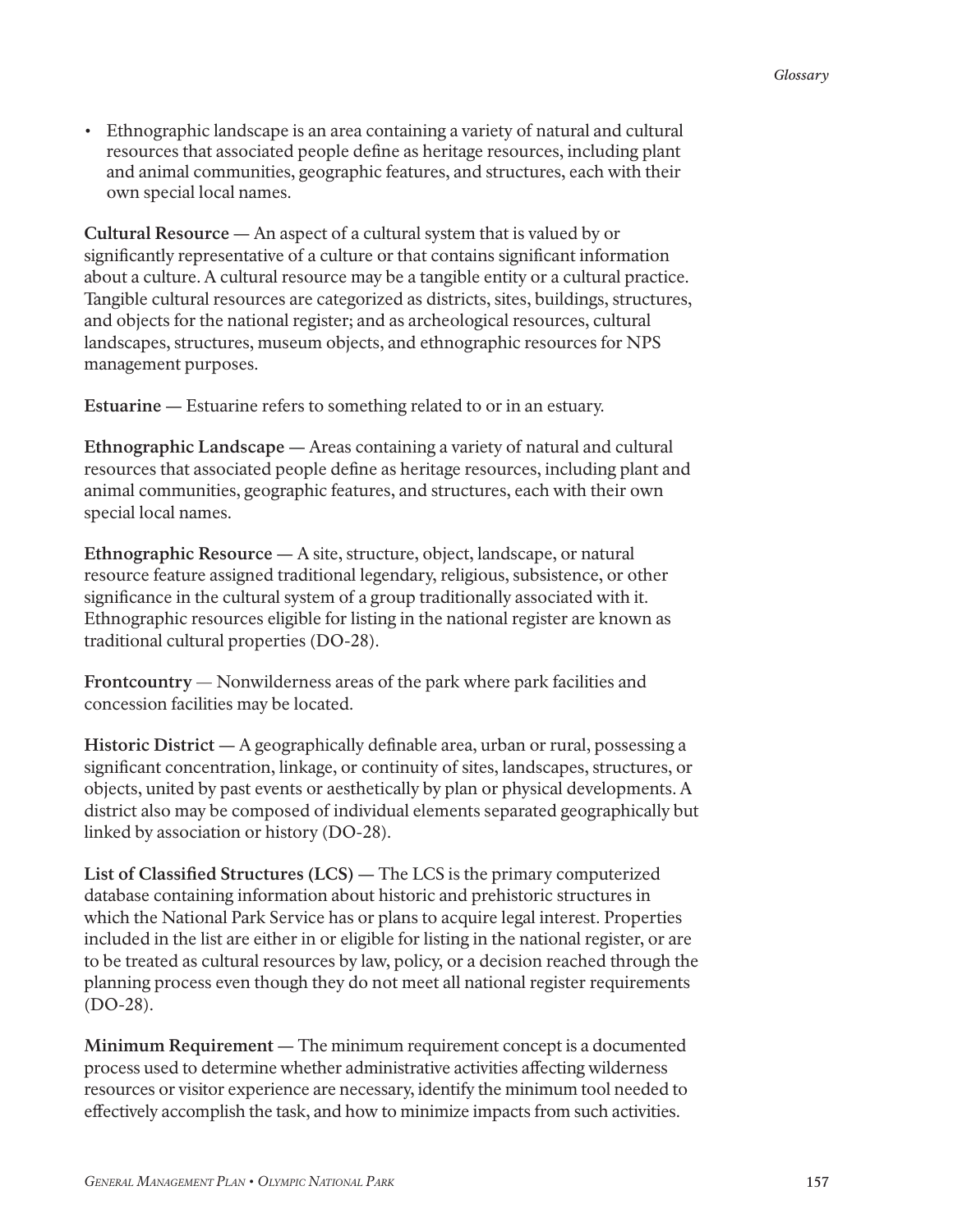- Ethnographic landscape is an area containing a variety of natural and cultural resources that associated people define as heritage resources, including plant and animal communities, geographic features, and structures, each with their own special local names.

**Cultural Resource —** An aspect of a cultural system that is valued by or significantly representative of a culture or that contains significant information about a culture. A cultural resource may be a tangible entity or a cultural practice. Tangible cultural resources are categorized as districts, sites, buildings, structures, and objects for the national register; and as archeological resources, cultural landscapes, structures, museum objects, and ethnographic resources for NPS management purposes.

**Estuarine —** Estuarine refers to something related to or in an estuary.

**Ethnographic Landscape —** Areas containing a variety of natural and cultural resources that associated people define as heritage resources, including plant and animal communities, geographic features, and structures, each with their own special local names.

**Ethnographic Resource —** A site, structure, object, landscape, or natural resource feature assigned traditional legendary, religious, subsistence, or other significance in the cultural system of a group traditionally associated with it. Ethnographic resources eligible for listing in the national register are known as traditional cultural properties (DO-28).

**Frontcountry** — Nonwilderness areas of the park where park facilities and concession facilities may be located.

**Historic District —** A geographically definable area, urban or rural, possessing a significant concentration, linkage, or continuity of sites, landscapes, structures, or objects, united by past events or aesthetically by plan or physical developments. A district also may be composed of individual elements separated geographically but linked by association or history (DO-28).

**List of Classified Structures (LCS) —** The LCS is the primary computerized database containing information about historic and prehistoric structures in which the National Park Service has or plans to acquire legal interest. Properties included in the list are either in or eligible for listing in the national register, or are to be treated as cultural resources by law, policy, or a decision reached through the planning process even though they do not meet all national register requirements (DO-28).

**Minimum Requirement —** The minimum requirement concept is a documented process used to determine whether administrative activities affecting wilderness resources or visitor experience are necessary, identify the minimum tool needed to effectively accomplish the task, and how to minimize impacts from such activities.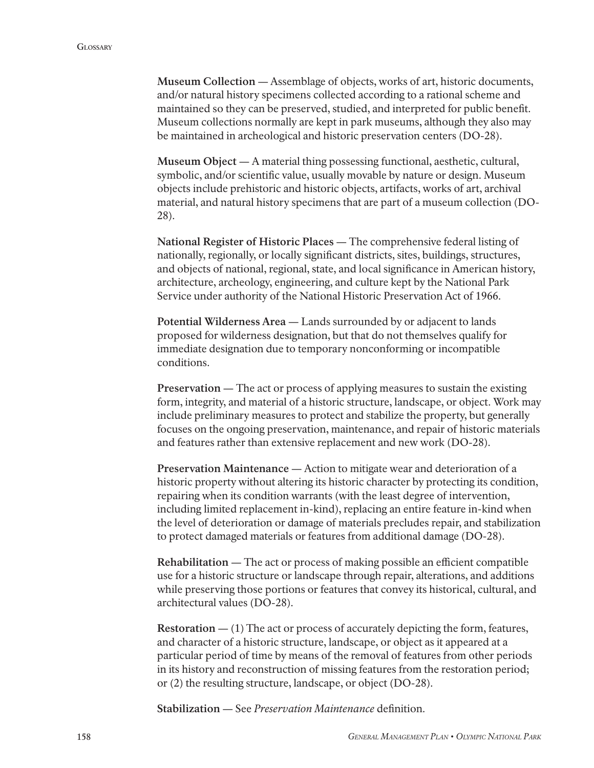**Museum Collection —** Assemblage of objects, works of art, historic documents, and/or natural history specimens collected according to a rational scheme and maintained so they can be preserved, studied, and interpreted for public benefit. Museum collections normally are kept in park museums, although they also may be maintained in archeological and historic preservation centers (DO-28).

**Museum Object —** A material thing possessing functional, aesthetic, cultural, symbolic, and/or scientific value, usually movable by nature or design. Museum objects include prehistoric and historic objects, artifacts, works of art, archival material, and natural history specimens that are part of a museum collection (DO-28).

**National Register of Historic Places —** The comprehensive federal listing of nationally, regionally, or locally significant districts, sites, buildings, structures, and objects of national, regional, state, and local significance in American history, architecture, archeology, engineering, and culture kept by the National Park Service under authority of the National Historic Preservation Act of 1966.

**Potential Wilderness Area —** Lands surrounded by or adjacent to lands proposed for wilderness designation, but that do not themselves qualify for immediate designation due to temporary nonconforming or incompatible conditions.

**Preservation —** The act or process of applying measures to sustain the existing form, integrity, and material of a historic structure, landscape, or object. Work may include preliminary measures to protect and stabilize the property, but generally focuses on the ongoing preservation, maintenance, and repair of historic materials and features rather than extensive replacement and new work (DO-28).

**Preservation Maintenance —** Action to mitigate wear and deterioration of a historic property without altering its historic character by protecting its condition, repairing when its condition warrants (with the least degree of intervention, including limited replacement in-kind), replacing an entire feature in-kind when the level of deterioration or damage of materials precludes repair, and stabilization to protect damaged materials or features from additional damage (DO-28).

**Rehabilitation —** The act or process of making possible an efficient compatible use for a historic structure or landscape through repair, alterations, and additions while preserving those portions or features that convey its historical, cultural, and architectural values (DO-28).

**Restoration —** (1) The act or process of accurately depicting the form, features, and character of a historic structure, landscape, or object as it appeared at a particular period of time by means of the removal of features from other periods in its history and reconstruction of missing features from the restoration period; or (2) the resulting structure, landscape, or object (DO-28).

**Stabilization —** See *Preservation Maintenance* definition.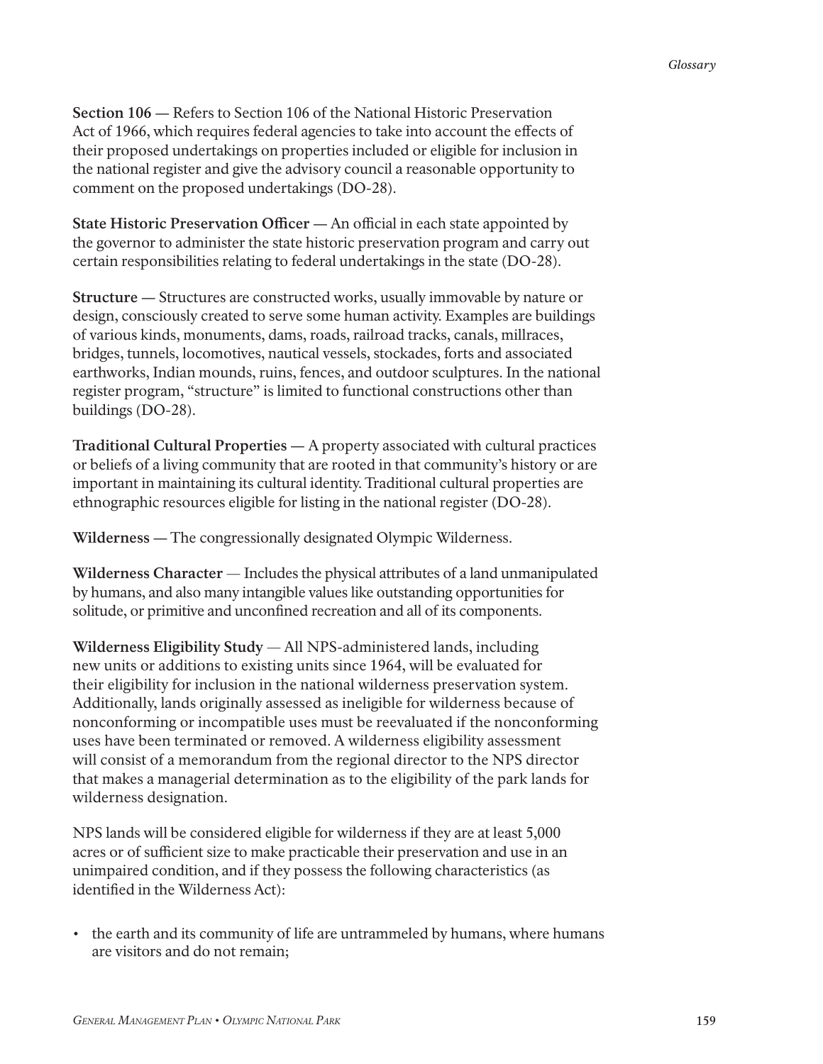**Section 106 —** Refers to Section 106 of the National Historic Preservation Act of 1966, which requires federal agencies to take into account the effects of their proposed undertakings on properties included or eligible for inclusion in the national register and give the advisory council a reasonable opportunity to comment on the proposed undertakings (DO-28).

**State Historic Preservation Officer —** An official in each state appointed by the governor to administer the state historic preservation program and carry out certain responsibilities relating to federal undertakings in the state (DO-28).

**Structure —** Structures are constructed works, usually immovable by nature or design, consciously created to serve some human activity. Examples are buildings of various kinds, monuments, dams, roads, railroad tracks, canals, millraces, bridges, tunnels, locomotives, nautical vessels, stockades, forts and associated earthworks, Indian mounds, ruins, fences, and outdoor sculptures. In the national register program, "structure" is limited to functional constructions other than buildings (DO-28).

**Traditional Cultural Properties —** A property associated with cultural practices or beliefs of a living community that are rooted in that community's history or are important in maintaining its cultural identity. Traditional cultural properties are ethnographic resources eligible for listing in the national register (DO-28).

**Wilderness —** The congressionally designated Olympic Wilderness.

**Wilderness Character** — Includes the physical attributes of a land unmanipulated by humans, and also many intangible values like outstanding opportunities for solitude, or primitive and unconfined recreation and all of its components.

**Wilderness Eligibility Study** — All NPS-administered lands, including new units or additions to existing units since 1964, will be evaluated for their eligibility for inclusion in the national wilderness preservation system. Additionally, lands originally assessed as ineligible for wilderness because of nonconforming or incompatible uses must be reevaluated if the nonconforming uses have been terminated or removed. A wilderness eligibility assessment will consist of a memorandum from the regional director to the NPS director that makes a managerial determination as to the eligibility of the park lands for wilderness designation.

NPS lands will be considered eligible for wilderness if they are at least 5,000 acres or of sufficient size to make practicable their preservation and use in an unimpaired condition, and if they possess the following characteristics (as identified in the Wilderness Act):

- the earth and its community of life are untrammeled by humans, where humans are visitors and do not remain;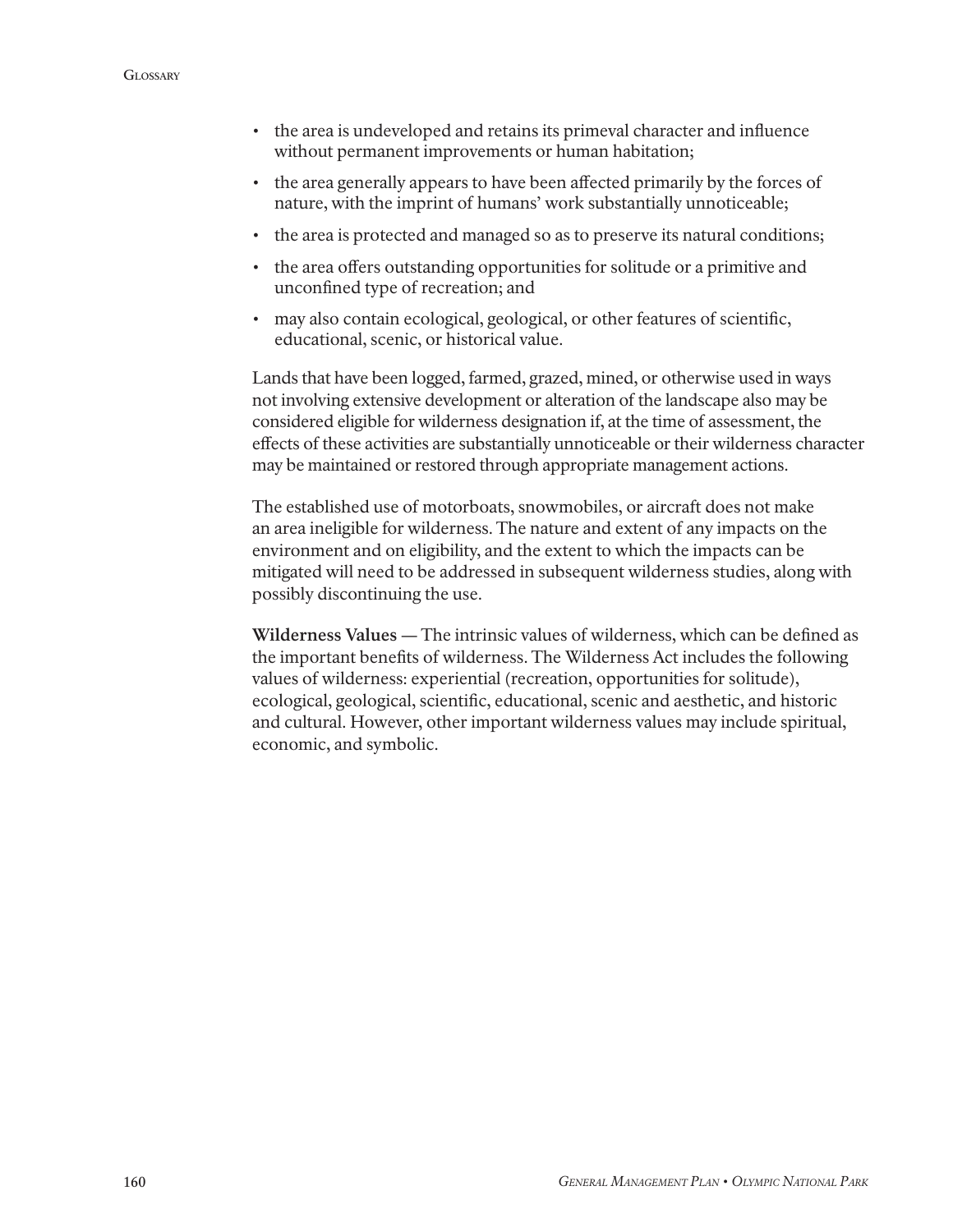- the area is undeveloped and retains its primeval character and influence without permanent improvements or human habitation;
- the area generally appears to have been affected primarily by the forces of nature, with the imprint of humans' work substantially unnoticeable;
- the area is protected and managed so as to preserve its natural conditions;
- the area offers outstanding opportunities for solitude or a primitive and unconfined type of recreation; and
- may also contain ecological, geological, or other features of scientific, educational, scenic, or historical value.

Lands that have been logged, farmed, grazed, mined, or otherwise used in ways not involving extensive development or alteration of the landscape also may be considered eligible for wilderness designation if, at the time of assessment, the effects of these activities are substantially unnoticeable or their wilderness character may be maintained or restored through appropriate management actions.

The established use of motorboats, snowmobiles, or aircraft does not make an area ineligible for wilderness. The nature and extent of any impacts on the environment and on eligibility, and the extent to which the impacts can be mitigated will need to be addressed in subsequent wilderness studies, along with possibly discontinuing the use.

**Wilderness Values** — The intrinsic values of wilderness, which can be defined as the important benefits of wilderness. The Wilderness Act includes the following values of wilderness: experiential (recreation, opportunities for solitude), ecological, geological, scientific, educational, scenic and aesthetic, and historic and cultural. However, other important wilderness values may include spiritual, economic, and symbolic.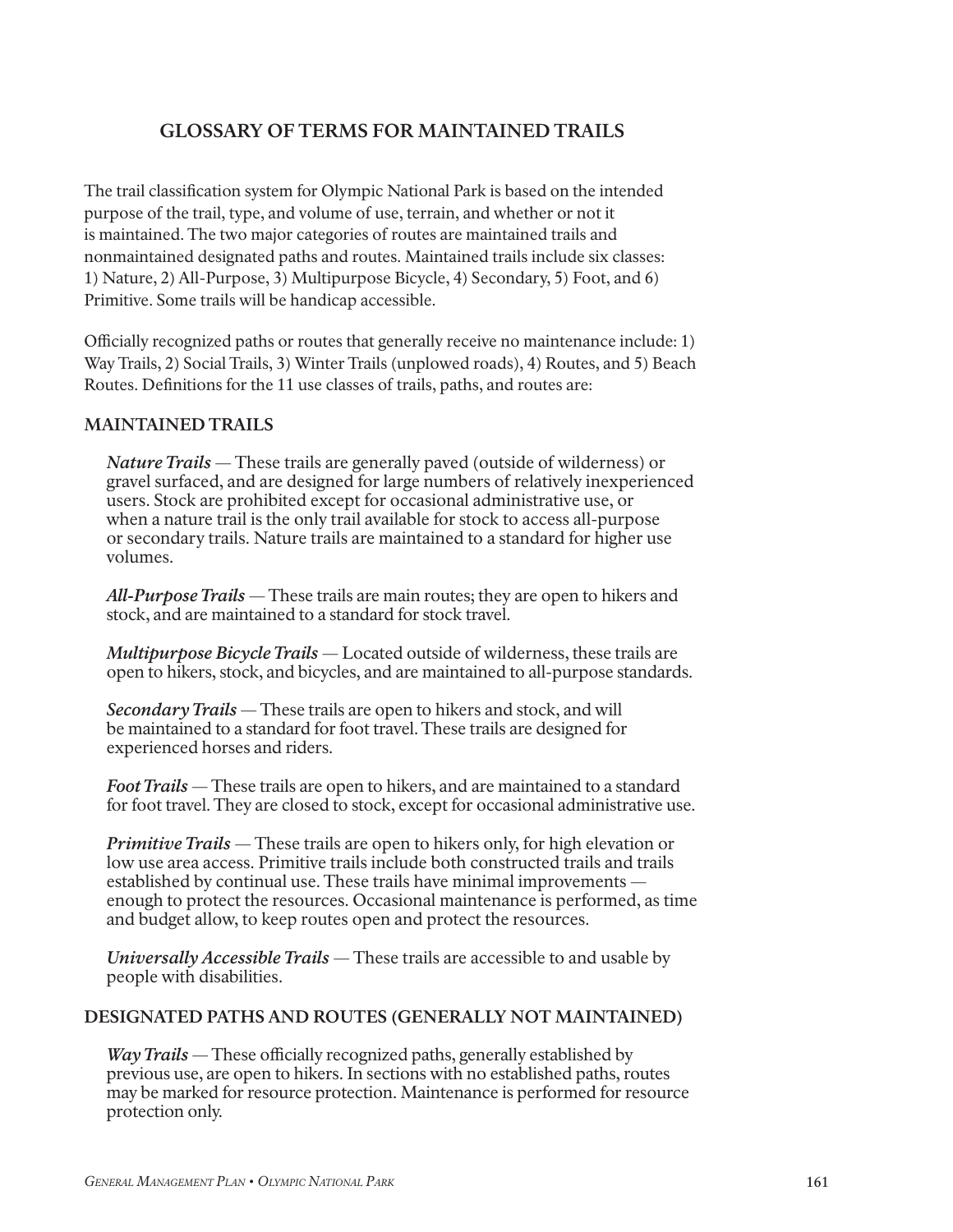## GLOSSARY OF TERMS FOR MAINTAINED TRAILS

The trail classification system for Olympic National Park is based on the intended purpose of the trail, type, and volume of use, terrain, and whether or not it is maintained. The two major categories of routes are maintained trails and nonmaintained designated paths and routes. Maintained trails include six classes: 1) Nature, 2) All-Purpose, 3) Multipurpose Bicycle, 4) Secondary, 5) Foot, and 6) Primitive. Some trails will be handicap accessible.

Officially recognized paths or routes that generally receive no maintenance include: 1) Way Trails, 2) Social Trails, 3) Winter Trails (unplowed roads), 4) Routes, and 5) Beach Routes. Definitions for the 11 use classes of trails, paths, and routes are:

### MAINTAINED TRAILS

***Nature Trails*** — These trails are generally paved (outside of wilderness) or gravel surfaced, and are designed for large numbers of relatively inexperienced users. Stock are prohibited except for occasional administrative use, or when a nature trail is the only trail available for stock to access all-purpose or secondary trails. Nature trails are maintained to a standard for higher use volumes.

***All-Purpose Trails*** — These trails are main routes; they are open to hikers and stock, and are maintained to a standard for stock travel.

***Multipurpose Bicycle Trails*** — Located outside of wilderness, these trails are open to hikers, stock, and bicycles, and are maintained to all-purpose standards.

***Secondary Trails*** — These trails are open to hikers and stock, and will be maintained to a standard for foot travel. These trails are designed for experienced horses and riders.

***Foot Trails*** — These trails are open to hikers, and are maintained to a standard for foot travel. They are closed to stock, except for occasional administrative use.

***Primitive Trails*** — These trails are open to hikers only, for high elevation or low use area access. Primitive trails include both constructed trails and trails established by continual use. These trails have minimal improvements — enough to protect the resources. Occasional maintenance is performed, as time and budget allow, to keep routes open and protect the resources.

***Universally Accessible Trails*** — These trails are accessible to and usable by people with disabilities.

### DESIGNATED PATHS AND ROUTES (GENERALLY NOT MAINTAINED)

***Way Trails*** — These officially recognized paths, generally established by previous use, are open to hikers. In sections with no established paths, routes may be marked for resource protection. Maintenance is performed for resource protection only.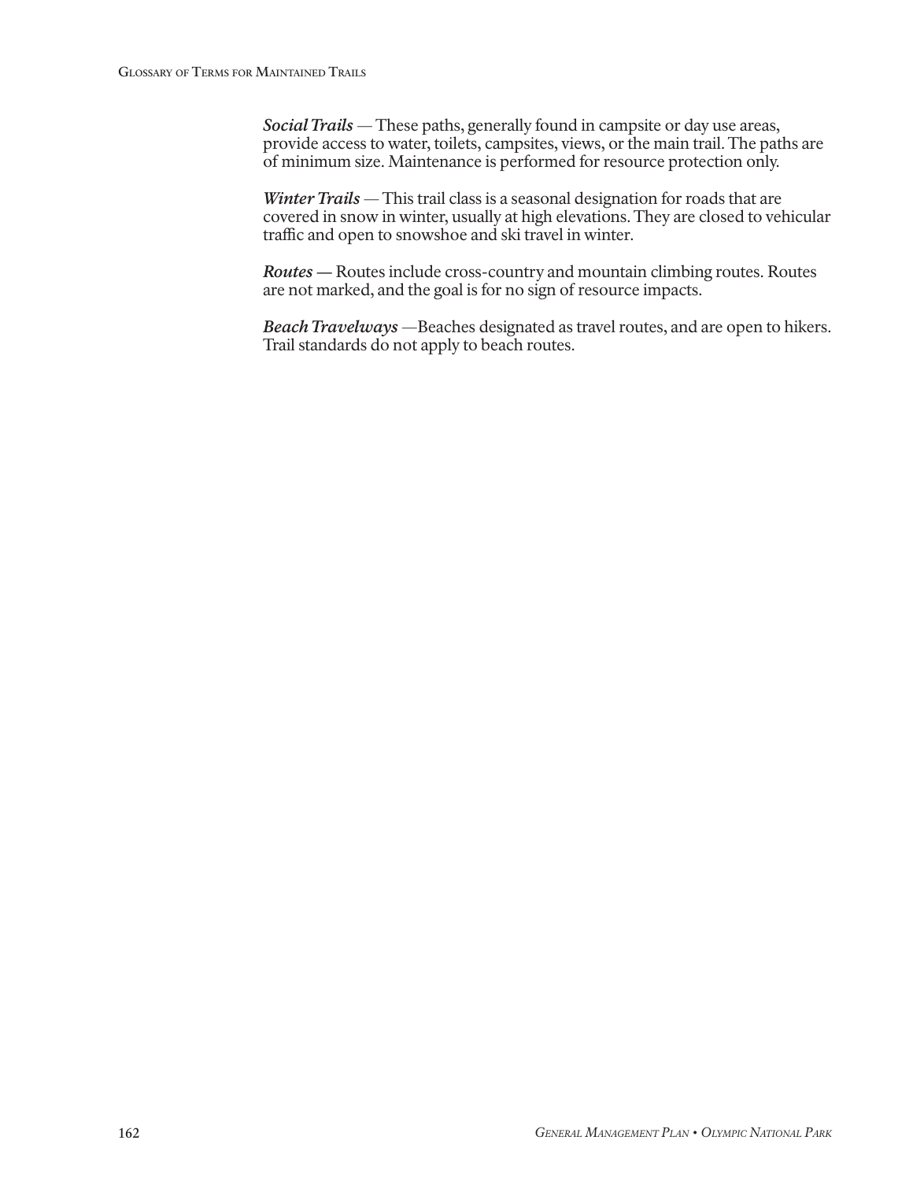***Social Trails*** — These paths, generally found in campsite or day use areas, provide access to water, toilets, campsites, views, or the main trail. The paths are of minimum size. Maintenance is performed for resource protection only.

***Winter Trails*** — This trail class is a seasonal designation for roads that are covered in snow in winter, usually at high elevations. They are closed to vehicular traffic and open to snowshoe and ski travel in winter.

***Routes*** **—** Routes include cross-country and mountain climbing routes. Routes are not marked, and the goal is for no sign of resource impacts.

***Beach Travelways*** —Beaches designated as travel routes, and are open to hikers. Trail standards do not apply to beach routes.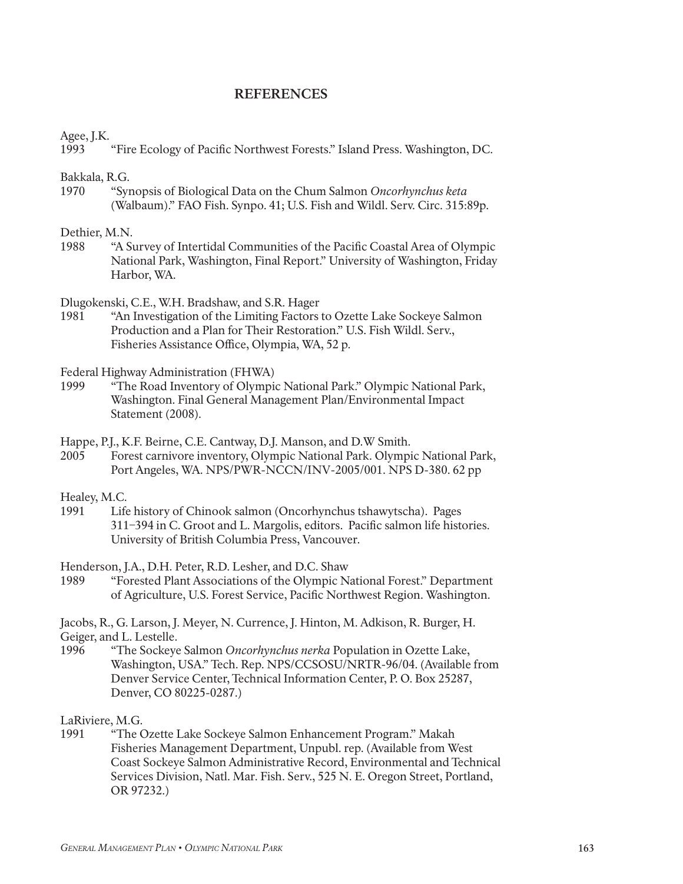# REFERENCES

Agee, J.K.
1993 "Fire Ecology of Pacific Northwest Forests." Island Press. Washington, DC.

Bakkala, R.G.
1970 "Synopsis of Biological Data on the Chum Salmon *Oncorhynchus keta* (Walbaum)." FAO Fish. Synpo. 41; U.S. Fish and Wildl. Serv. Circ. 315:89p.

Dethier, M.N.
1988 "A Survey of Intertidal Communities of the Pacific Coastal Area of Olympic National Park, Washington, Final Report." University of Washington, Friday Harbor, WA.

Dlugokenski, C.E., W.H. Bradshaw, and S.R. Hager
1981 "An Investigation of the Limiting Factors to Ozette Lake Sockeye Salmon Production and a Plan for Their Restoration." U.S. Fish Wildl. Serv., Fisheries Assistance Office, Olympia, WA, 52 p.

Federal Highway Administration (FHWA)
1999 "The Road Inventory of Olympic National Park." Olympic National Park, Washington. Final General Management Plan/Environmental Impact Statement (2008).

Happe, P.J., K.F. Beirne, C.E. Cantway, D.J. Manson, and D.W Smith.
2005 Forest carnivore inventory, Olympic National Park. Olympic National Park, Port Angeles, WA. NPS/PWR-NCCN/INV-2005/001. NPS D-380. 62 pp

Healey, M.C.
1991 Life history of Chinook salmon (Oncorhynchus tshawytscha). Pages 311–394 in C. Groot and L. Margolis, editors. Pacific salmon life histories. University of British Columbia Press, Vancouver.

Henderson, J.A., D.H. Peter, R.D. Lesher, and D.C. Shaw
1989 "Forested Plant Associations of the Olympic National Forest." Department of Agriculture, U.S. Forest Service, Pacific Northwest Region. Washington.

Jacobs, R., G. Larson, J. Meyer, N. Currence, J. Hinton, M. Adkison, R. Burger, H. Geiger, and L. Lestelle.
1996 "The Sockeye Salmon *Oncorhynchus nerka* Population in Ozette Lake, Washington, USA." Tech. Rep. NPS/CCSOSU/NRTR-96/04. (Available from Denver Service Center, Technical Information Center, P. O. Box 25287, Denver, CO 80225-0287.)

LaRiviere, M.G.
1991 "The Ozette Lake Sockeye Salmon Enhancement Program." Makah Fisheries Management Department, Unpubl. rep. (Available from West Coast Sockeye Salmon Administrative Record, Environmental and Technical Services Division, Natl. Mar. Fish. Serv., 525 N. E. Oregon Street, Portland, OR 97232.)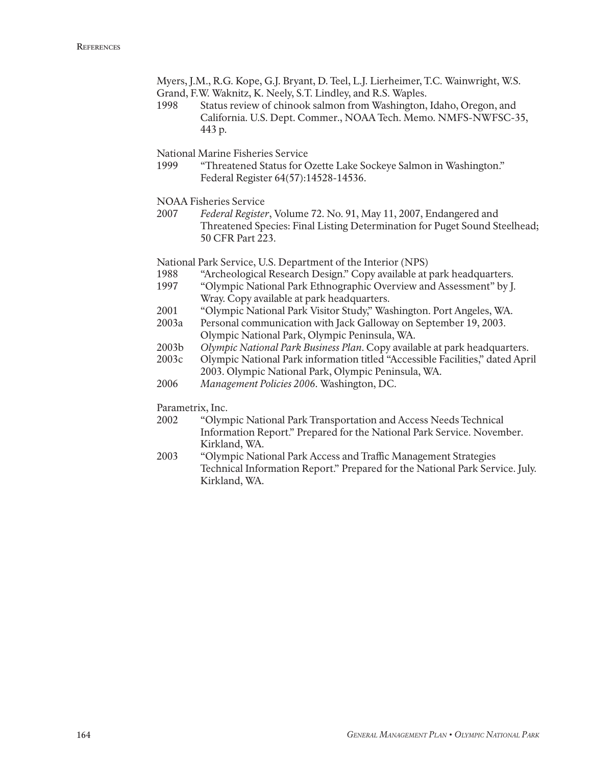Myers, J.M., R.G. Kope, G.J. Bryant, D. Teel, L.J. Lierheimer, T.C. Wainwright, W.S. Grand, F.W. Waknitz, K. Neely, S.T. Lindley, and R.S. Waples.

1998 Status review of chinook salmon from Washington, Idaho, Oregon, and California. U.S. Dept. Commer., NOAA Tech. Memo. NMFS-NWFSC-35, 443 p.

National Marine Fisheries Service

1999 "Threatened Status for Ozette Lake Sockeye Salmon in Washington." Federal Register 64(57):14528-14536.

NOAA Fisheries Service

2007 *Federal Register*, Volume 72. No. 91, May 11, 2007, Endangered and Threatened Species: Final Listing Determination for Puget Sound Steelhead; 50 CFR Part 223.

National Park Service, U.S. Department of the Interior (NPS)

1988 "Archeological Research Design." Copy available at park headquarters.

1997 "Olympic National Park Ethnographic Overview and Assessment" by J. Wray. Copy available at park headquarters.

2001 "Olympic National Park Visitor Study," Washington. Port Angeles, WA.

2003a Personal communication with Jack Galloway on September 19, 2003. Olympic National Park, Olympic Peninsula, WA.

2003b *Olympic National Park Business Plan*. Copy available at park headquarters.

2003c Olympic National Park information titled "Accessible Facilities," dated April 2003. Olympic National Park, Olympic Peninsula, WA.

2006 *Management Policies 2006*. Washington, DC.

Parametrix, Inc.

2002 "Olympic National Park Transportation and Access Needs Technical Information Report." Prepared for the National Park Service. November. Kirkland, WA.

2003 "Olympic National Park Access and Traffic Management Strategies Technical Information Report." Prepared for the National Park Service. July. Kirkland, WA.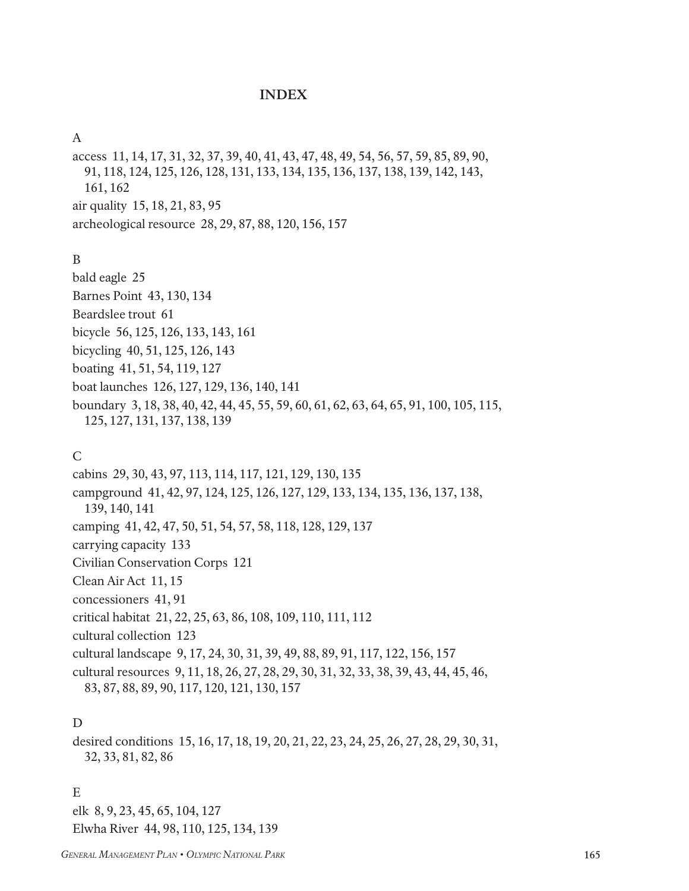# INDEX

## A

access 11, 14, 17, 31, 32, 37, 39, 40, 41, 43, 47, 48, 49, 54, 56, 57, 59, 85, 89, 90, 91, 118, 124, 125, 126, 128, 131, 133, 134, 135, 136, 137, 138, 139, 142, 143, 161, 162

air quality 15, 18, 21, 83, 95

archeological resource 28, 29, 87, 88, 120, 156, 157

## B

bald eagle 25

Barnes Point 43, 130, 134

Beardslee trout 61

bicycle 56, 125, 126, 133, 143, 161

bicycling 40, 51, 125, 126, 143

boating 41, 51, 54, 119, 127

boat launches 126, 127, 129, 136, 140, 141

boundary 3, 18, 38, 40, 42, 44, 45, 55, 59, 60, 61, 62, 63, 64, 65, 91, 100, 105, 115, 125, 127, 131, 137, 138, 139

## C

cabins 29, 30, 43, 97, 113, 114, 117, 121, 129, 130, 135

campground 41, 42, 97, 124, 125, 126, 127, 129, 133, 134, 135, 136, 137, 138, 139, 140, 141

camping 41, 42, 47, 50, 51, 54, 57, 58, 118, 128, 129, 137

carrying capacity 133

Civilian Conservation Corps 121

Clean Air Act 11, 15

concessioners 41, 91

critical habitat 21, 22, 25, 63, 86, 108, 109, 110, 111, 112

cultural collection 123

cultural landscape 9, 17, 24, 30, 31, 39, 49, 88, 89, 91, 117, 122, 156, 157

cultural resources 9, 11, 18, 26, 27, 28, 29, 30, 31, 32, 33, 38, 39, 43, 44, 45, 46, 83, 87, 88, 89, 90, 117, 120, 121, 130, 157

## D

desired conditions 15, 16, 17, 18, 19, 20, 21, 22, 23, 24, 25, 26, 27, 28, 29, 30, 31, 32, 33, 81, 82, 86

## E

elk 8, 9, 23, 45, 65, 104, 127

Elwha River 44, 98, 110, 125, 134, 139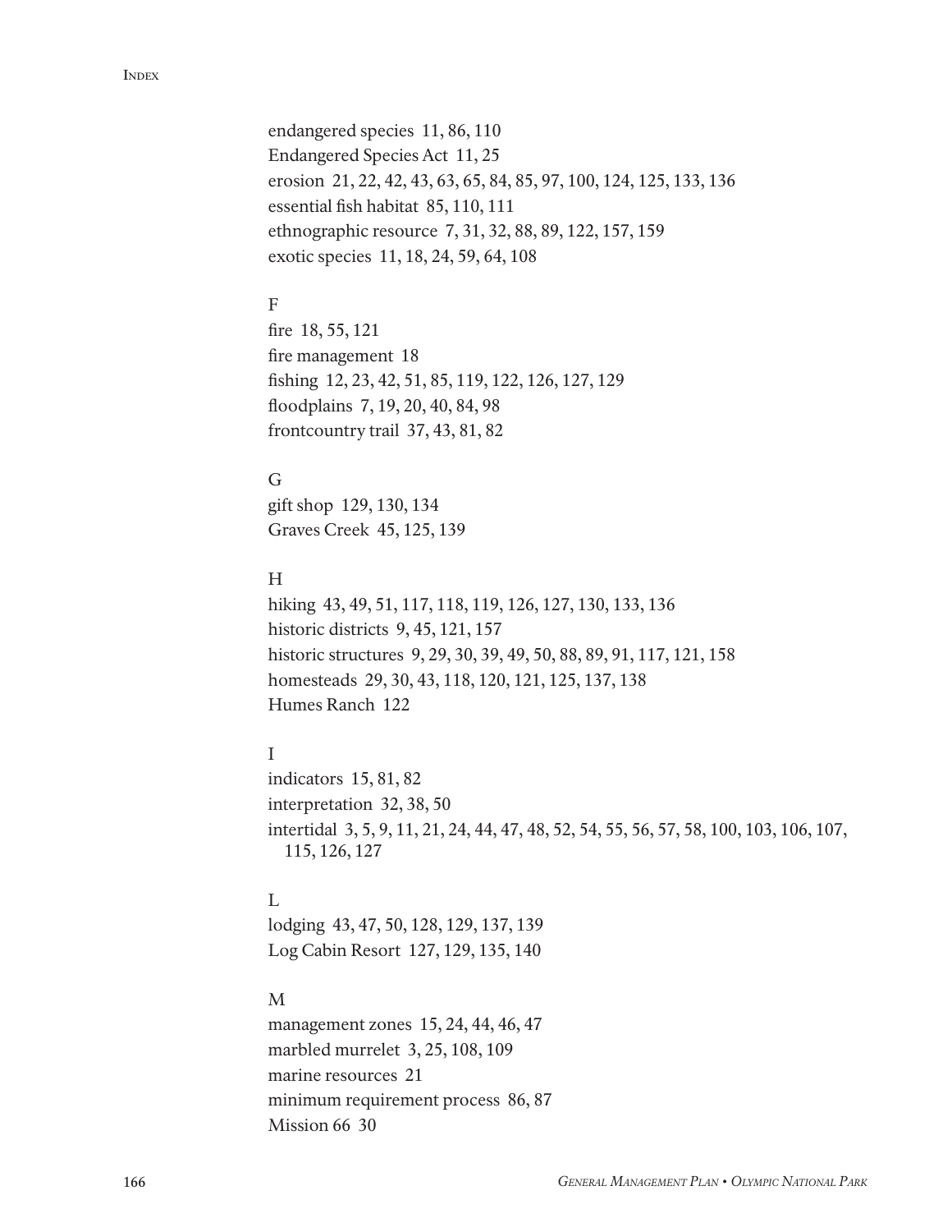endangered species 11, 86, 110
Endangered Species Act 11, 25
erosion 21, 22, 42, 43, 63, 65, 84, 85, 97, 100, 124, 125, 133, 136
essential fish habitat 85, 110, 111
ethnographic resource 7, 31, 32, 88, 89, 122, 157, 159
exotic species 11, 18, 24, 59, 64, 108

F

fire 18, 55, 121
fire management 18
fishing 12, 23, 42, 51, 85, 119, 122, 126, 127, 129
floodplains 7, 19, 20, 40, 84, 98
frontcountry trail 37, 43, 81, 82

G

gift shop 129, 130, 134
Graves Creek 45, 125, 139

H

hiking 43, 49, 51, 117, 118, 119, 126, 127, 130, 133, 136
historic districts 9, 45, 121, 157
historic structures 9, 29, 30, 39, 49, 50, 88, 89, 91, 117, 121, 158
homesteads 29, 30, 43, 118, 120, 121, 125, 137, 138
Humes Ranch 122

I

indicators 15, 81, 82
interpretation 32, 38, 50
intertidal 3, 5, 9, 11, 21, 24, 44, 47, 48, 52, 54, 55, 56, 57, 58, 100, 103, 106, 107, 115, 126, 127

L

lodging 43, 47, 50, 128, 129, 137, 139
Log Cabin Resort 127, 129, 135, 140

M

management zones 15, 24, 44, 46, 47
marbled murrelet 3, 25, 108, 109
marine resources 21
minimum requirement process 86, 87
Mission 66 30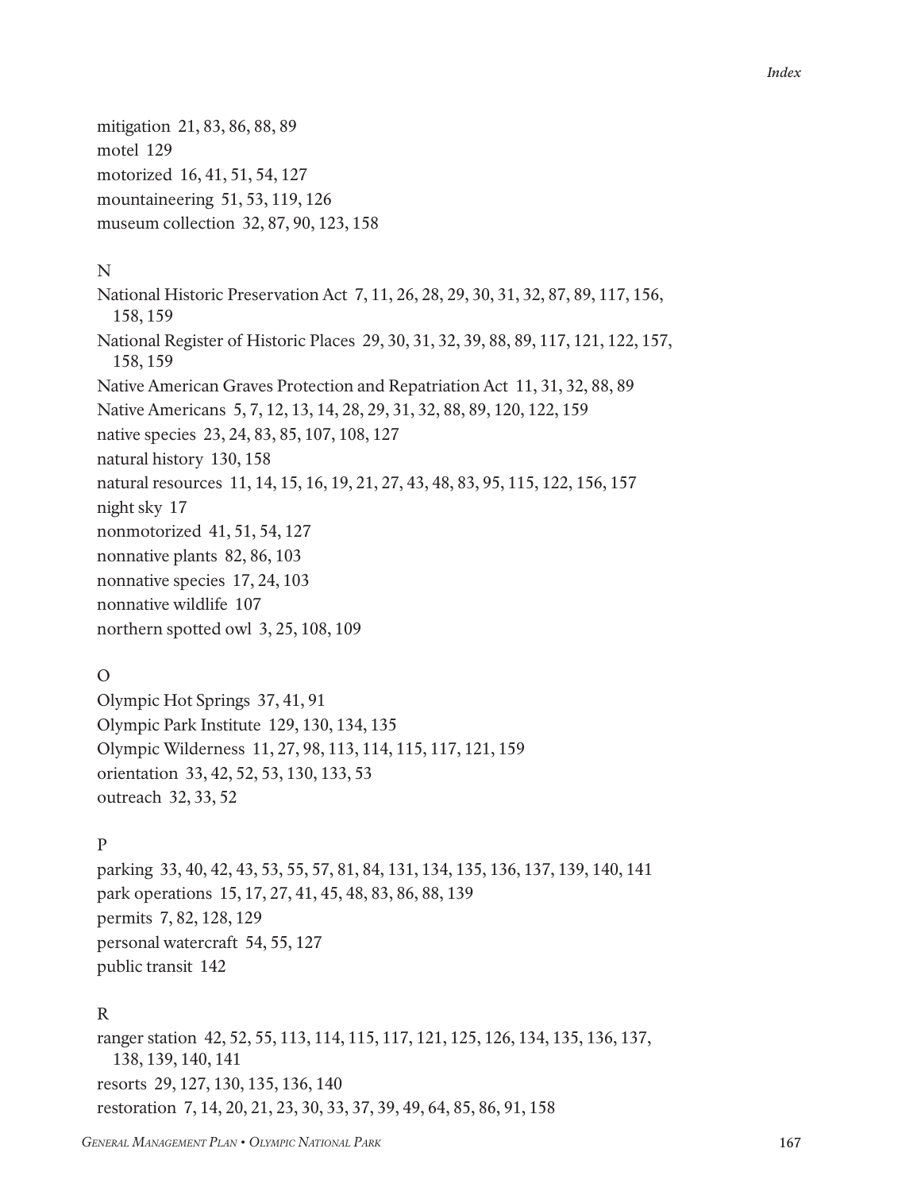mitigation 21, 83, 86, 88, 89
motel 129
motorized 16, 41, 51, 54, 127
mountaineering 51, 53, 119, 126
museum collection 32, 87, 90, 123, 158

N

National Historic Preservation Act 7, 11, 26, 28, 29, 30, 31, 32, 87, 89, 117, 156, 158, 159
National Register of Historic Places 29, 30, 31, 32, 39, 88, 89, 117, 121, 122, 157, 158, 159
Native American Graves Protection and Repatriation Act 11, 31, 32, 88, 89
Native Americans 5, 7, 12, 13, 14, 28, 29, 31, 32, 88, 89, 120, 122, 159
native species 23, 24, 83, 85, 107, 108, 127
natural history 130, 158
natural resources 11, 14, 15, 16, 19, 21, 27, 43, 48, 83, 95, 115, 122, 156, 157
night sky 17
nonmotorized 41, 51, 54, 127
nonnative plants 82, 86, 103
nonnative species 17, 24, 103
nonnative wildlife 107
northern spotted owl 3, 25, 108, 109

O

Olympic Hot Springs 37, 41, 91
Olympic Park Institute 129, 130, 134, 135
Olympic Wilderness 11, 27, 98, 113, 114, 115, 117, 121, 159
orientation 33, 42, 52, 53, 130, 133, 53
outreach 32, 33, 52

P

parking 33, 40, 42, 43, 53, 55, 57, 81, 84, 131, 134, 135, 136, 137, 139, 140, 141
park operations 15, 17, 27, 41, 45, 48, 83, 86, 88, 139
permits 7, 82, 128, 129
personal watercraft 54, 55, 127
public transit 142

R

ranger station 42, 52, 55, 113, 114, 115, 117, 121, 125, 126, 134, 135, 136, 137, 138, 139, 140, 141
resorts 29, 127, 130, 135, 136, 140
restoration 7, 14, 20, 21, 23, 30, 33, 37, 39, 49, 64, 85, 86, 91, 158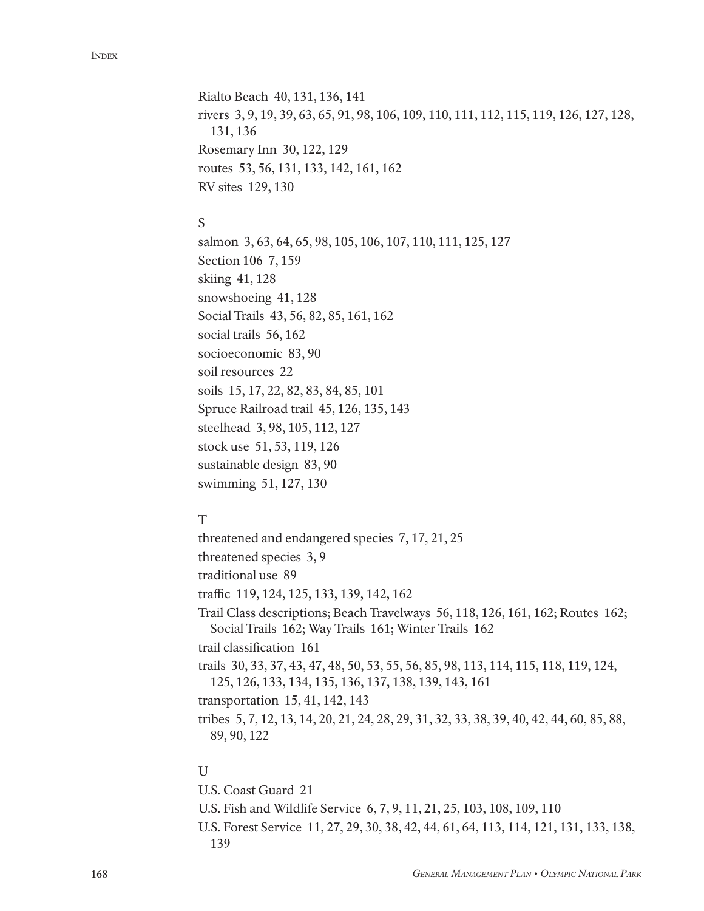Rialto Beach 40, 131, 136, 141

rivers 3, 9, 19, 39, 63, 65, 91, 98, 106, 109, 110, 111, 112, 115, 119, 126, 127, 128, 131, 136

Rosemary Inn 30, 122, 129

routes 53, 56, 131, 133, 142, 161, 162

RV sites 129, 130

## S

salmon 3, 63, 64, 65, 98, 105, 106, 107, 110, 111, 125, 127

Section 106 7, 159

skiing 41, 128

snowshoeing 41, 128

Social Trails 43, 56, 82, 85, 161, 162

social trails 56, 162

socioeconomic 83, 90

soil resources 22

soils 15, 17, 22, 82, 83, 84, 85, 101

Spruce Railroad trail 45, 126, 135, 143

steelhead 3, 98, 105, 112, 127

stock use 51, 53, 119, 126

sustainable design 83, 90

swimming 51, 127, 130

## T

threatened and endangered species 7, 17, 21, 25

threatened species 3, 9

traditional use 89

traffic 119, 124, 125, 133, 139, 142, 162

Trail Class descriptions; Beach Travelways 56, 118, 126, 161, 162; Routes 162; Social Trails 162; Way Trails 161; Winter Trails 162

trail classification 161

trails 30, 33, 37, 43, 47, 48, 50, 53, 55, 56, 85, 98, 113, 114, 115, 118, 119, 124, 125, 126, 133, 134, 135, 136, 137, 138, 139, 143, 161

transportation 15, 41, 142, 143

tribes 5, 7, 12, 13, 14, 20, 21, 24, 28, 29, 31, 32, 33, 38, 39, 40, 42, 44, 60, 85, 88, 89, 90, 122

## U

U.S. Coast Guard 21

U.S. Fish and Wildlife Service 6, 7, 9, 11, 21, 25, 103, 108, 109, 110

U.S. Forest Service 11, 27, 29, 30, 38, 42, 44, 61, 64, 113, 114, 121, 131, 133, 138, 139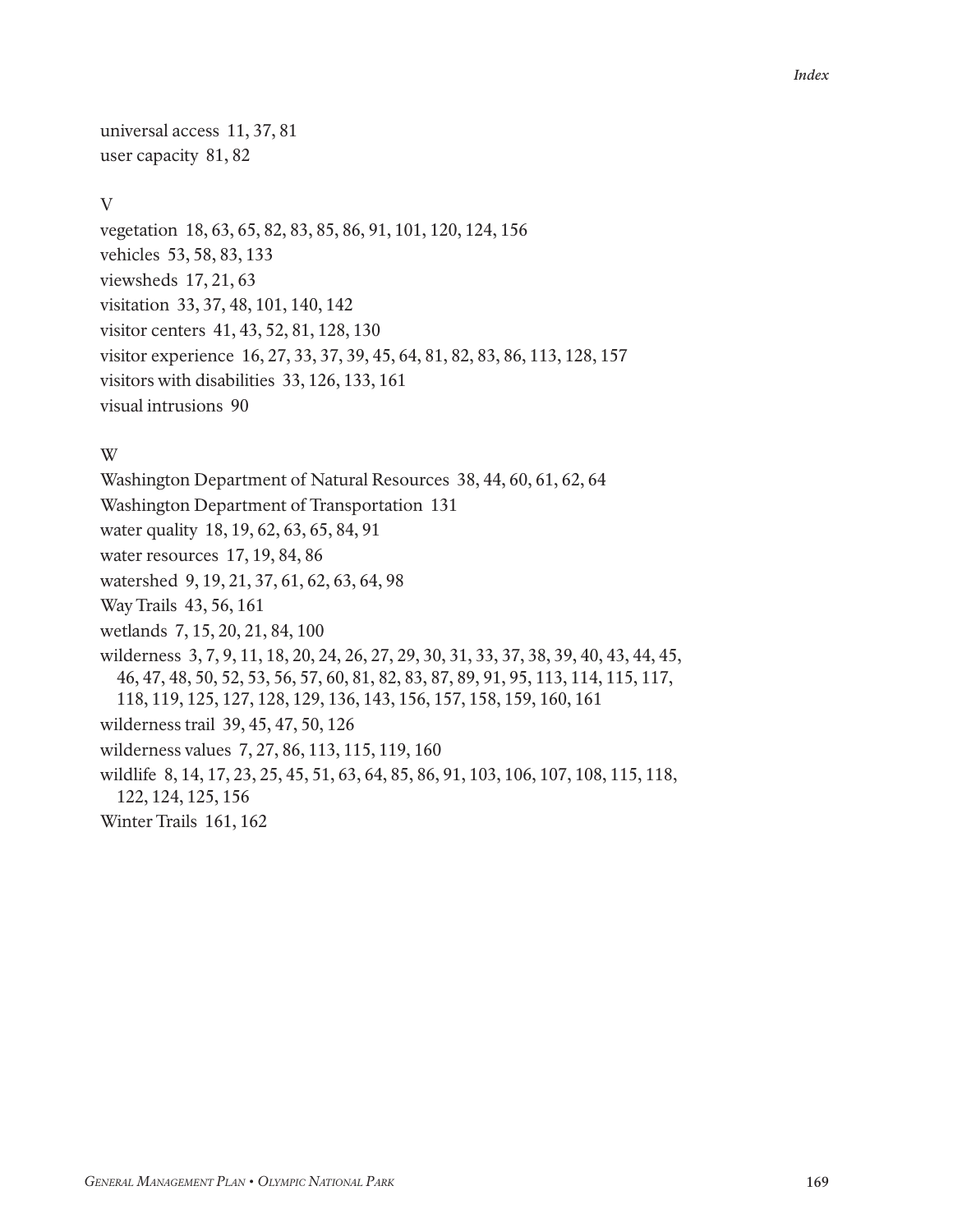universal access 11, 37, 81
user capacity 81, 82

V

vegetation 18, 63, 65, 82, 83, 85, 86, 91, 101, 120, 124, 156
vehicles 53, 58, 83, 133
viewsheds 17, 21, 63
visitation 33, 37, 48, 101, 140, 142
visitor centers 41, 43, 52, 81, 128, 130
visitor experience 16, 27, 33, 37, 39, 45, 64, 81, 82, 83, 86, 113, 128, 157
visitors with disabilities 33, 126, 133, 161
visual intrusions 90

W

Washington Department of Natural Resources 38, 44, 60, 61, 62, 64
Washington Department of Transportation 131
water quality 18, 19, 62, 63, 65, 84, 91
water resources 17, 19, 84, 86
watershed 9, 19, 21, 37, 61, 62, 63, 64, 98
Way Trails 43, 56, 161
wetlands 7, 15, 20, 21, 84, 100
wilderness 3, 7, 9, 11, 18, 20, 24, 26, 27, 29, 30, 31, 33, 37, 38, 39, 40, 43, 44, 45, 46, 47, 48, 50, 52, 53, 56, 57, 60, 81, 82, 83, 87, 89, 91, 95, 113, 114, 115, 117, 118, 119, 125, 127, 128, 129, 136, 143, 156, 157, 158, 159, 160, 161
wilderness trail 39, 45, 47, 50, 126
wilderness values 7, 27, 86, 113, 115, 119, 160
wildlife 8, 14, 17, 23, 25, 45, 51, 63, 64, 85, 86, 91, 103, 106, 107, 108, 115, 118, 122, 124, 125, 156
Winter Trails 161, 162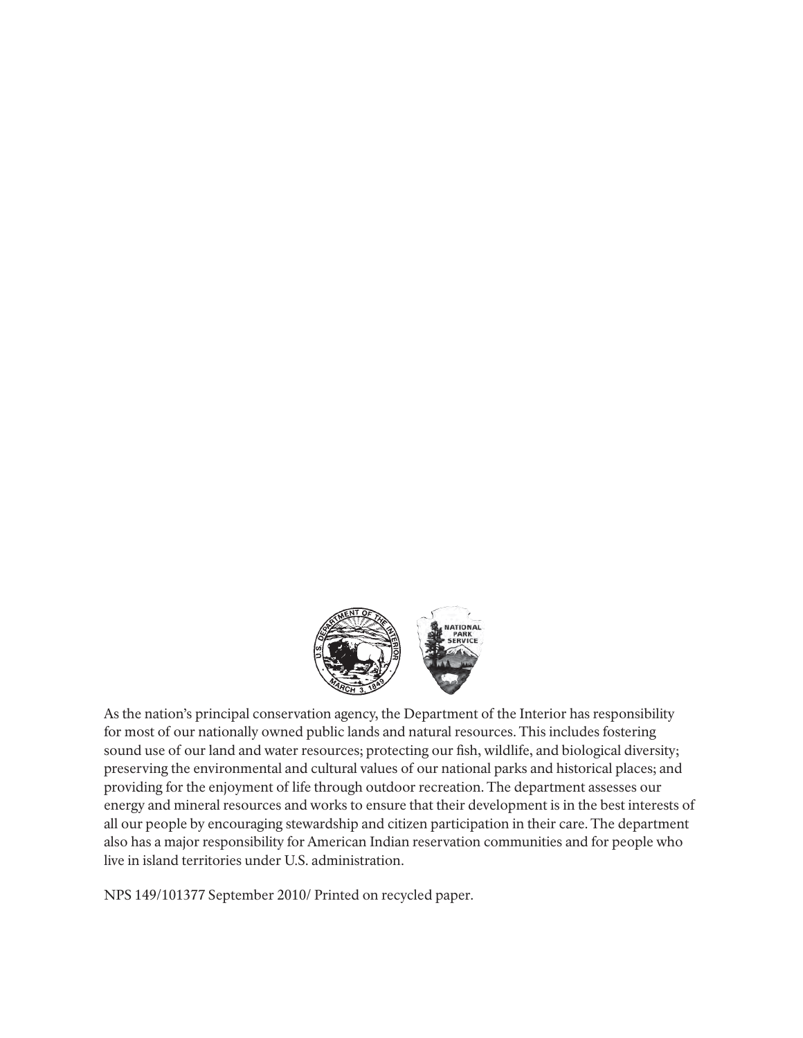As the nation's principal conservation agency, the Department of the Interior has responsibility for most of our nationally owned public lands and natural resources. This includes fostering sound use of our land and water resources; protecting our fish, wildlife, and biological diversity; preserving the environmental and cultural values of our national parks and historical places; and providing for the enjoyment of life through outdoor recreation. The department assesses our energy and mineral resources and works to ensure that their development is in the best interests of all our people by encouraging stewardship and citizen participation in their care. The department also has a major responsibility for American Indian reservation communities and for people who live in island territories under U.S. administration.

NPS 149/101377 September 2010/ Printed on recycled paper.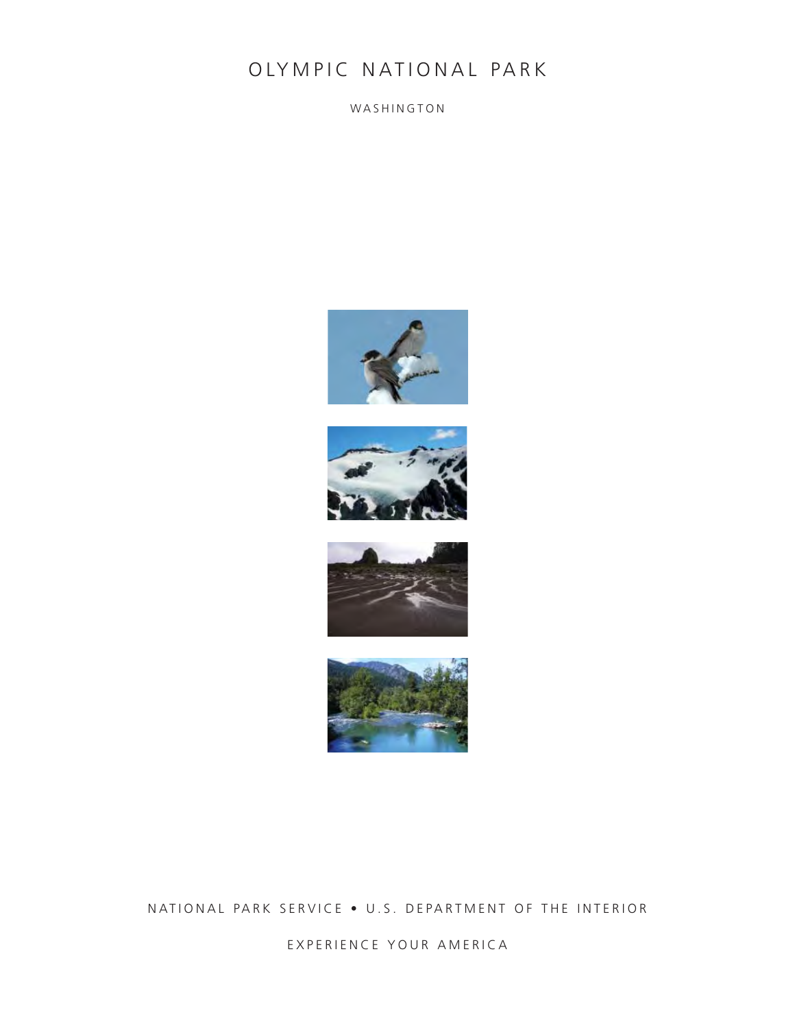# OLYMPIC NATIONAL PARK

WASHINGTON

NATIONAL PARK SERVICE • U.S. DEPARTMENT OF THE INTERIOR

EXPERIENCE YOUR AMERICA